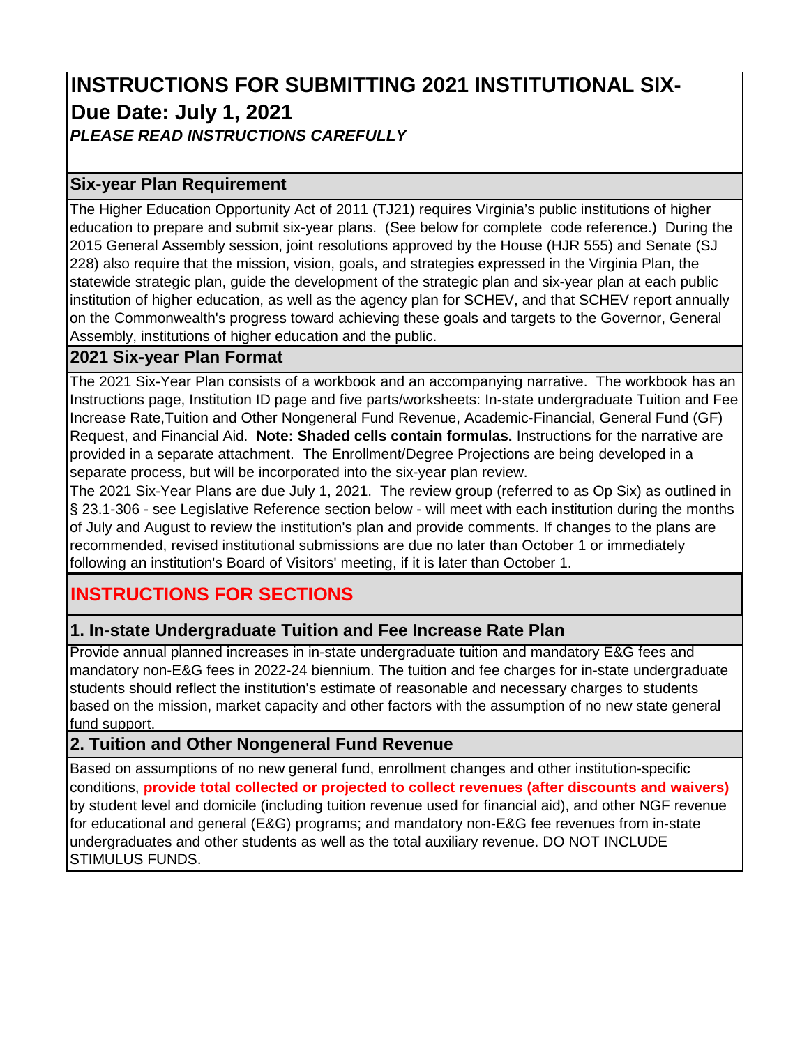# INSTRUCTIONS FOR SUBMITTING 2021 INSTITUTIONAL SIX-

## Due Date: July 1, 2021

***PLEASE READ INSTRUCTIONS CAREFULLY***

### Six-year Plan Requirement

The Higher Education Opportunity Act of 2011 (TJ21) requires Virginia's public institutions of higher education to prepare and submit six-year plans. (See below for complete code reference.) During the 2015 General Assembly session, joint resolutions approved by the House (HJR 555) and Senate (SJ 228) also require that the mission, vision, goals, and strategies expressed in the Virginia Plan, the statewide strategic plan, guide the development of the strategic plan and six-year plan at each public institution of higher education, as well as the agency plan for SCHEV, and that SCHEV report annually on the Commonwealth's progress toward achieving these goals and targets to the Governor, General Assembly, institutions of higher education and the public.

### 2021 Six-year Plan Format

The 2021 Six-Year Plan consists of a workbook and an accompanying narrative. The workbook has an Instructions page, Institution ID page and five parts/worksheets: In-state undergraduate Tuition and Fee Increase Rate,Tuition and Other Nongeneral Fund Revenue, Academic-Financial, General Fund (GF) Request, and Financial Aid. **Note: Shaded cells contain formulas.** Instructions for the narrative are provided in a separate attachment. The Enrollment/Degree Projections are being developed in a separate process, but will be incorporated into the six-year plan review.

The 2021 Six-Year Plans are due July 1, 2021. The review group (referred to as Op Six) as outlined in § 23.1-306 - see Legislative Reference section below - will meet with each institution during the months of July and August to review the institution's plan and provide comments. If changes to the plans are recommended, revised institutional submissions are due no later than October 1 or immediately following an institution's Board of Visitors' meeting, if it is later than October 1.

## INSTRUCTIONS FOR SECTIONS

### 1. In-state Undergraduate Tuition and Fee Increase Rate Plan

Provide annual planned increases in in-state undergraduate tuition and mandatory E&G fees and mandatory non-E&G fees in 2022-24 biennium. The tuition and fee charges for in-state undergraduate students should reflect the institution's estimate of reasonable and necessary charges to students based on the mission, market capacity and other factors with the assumption of no new state general fund support.

### 2. Tuition and Other Nongeneral Fund Revenue

Based on assumptions of no new general fund, enrollment changes and other institution-specific conditions, **provide total collected or projected to collect revenues (after discounts and waivers)** by student level and domicile (including tuition revenue used for financial aid), and other NGF revenue for educational and general (E&G) programs; and mandatory non-E&G fee revenues from in-state undergraduates and other students as well as the total auxiliary revenue. DO NOT INCLUDE STIMULUS FUNDS.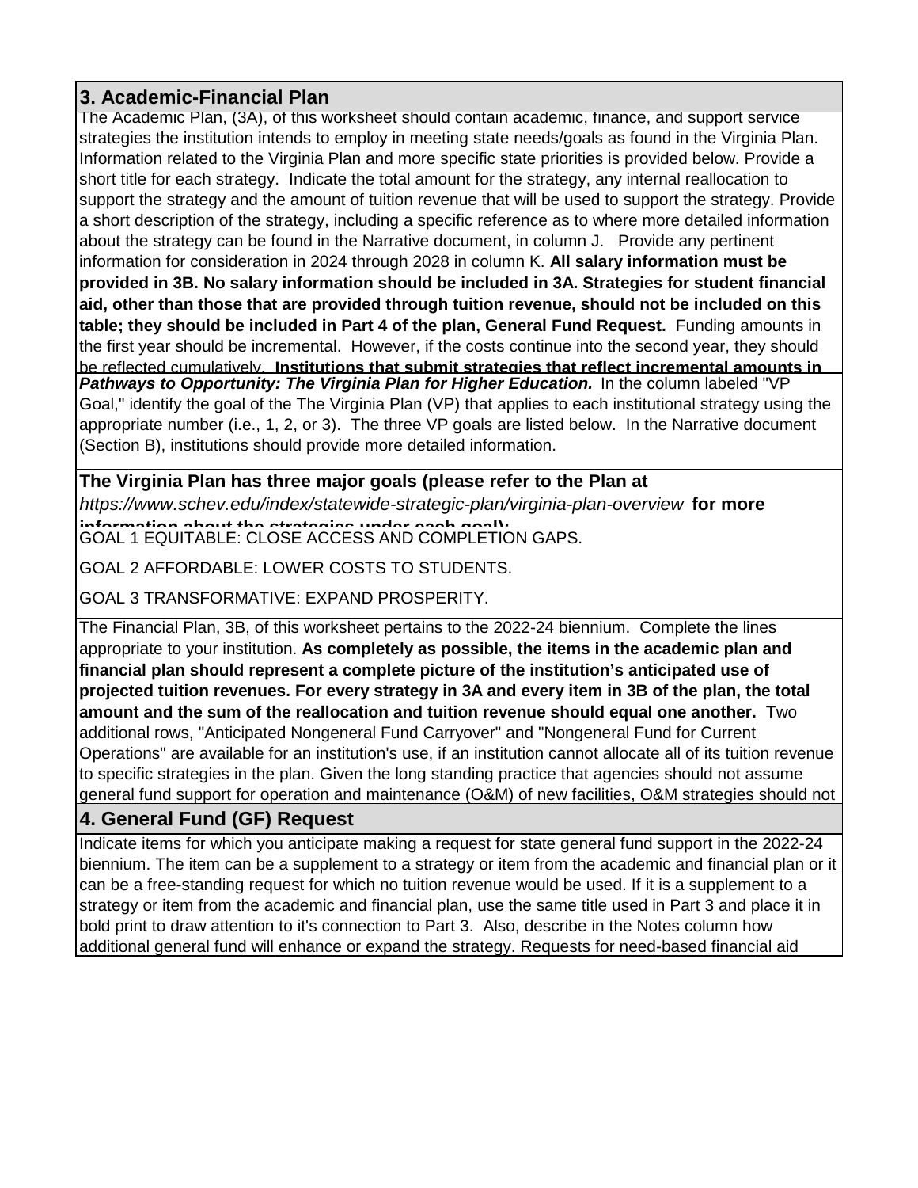## 3. Academic-Financial Plan

The Academic Plan, (3A), of this worksheet should contain academic, finance, and support service strategies the institution intends to employ in meeting state needs/goals as found in the Virginia Plan. Information related to the Virginia Plan and more specific state priorities is provided below. Provide a short title for each strategy. Indicate the total amount for the strategy, any internal reallocation to support the strategy and the amount of tuition revenue that will be used to support the strategy. Provide a short description of the strategy, including a specific reference as to where more detailed information about the strategy can be found in the Narrative document, in column J. Provide any pertinent information for consideration in 2024 through 2028 in column K. **All salary information must be provided in 3B. No salary information should be included in 3A. Strategies for student financial aid, other than those that are provided through tuition revenue, should not be included on this table; they should be included in Part 4 of the plan, General Fund Request.** Funding amounts in the first year should be incremental. However, if the costs continue into the second year, they should be reflected cumulatively. **Institutions that submit strategies that reflect incremental amounts in**

***Pathways to Opportunity: The Virginia Plan for Higher Education.*** In the column labeled "VP Goal," identify the goal of the The Virginia Plan (VP) that applies to each institutional strategy using the appropriate number (i.e., 1, 2, or 3). The three VP goals are listed below. In the Narrative document (Section B), institutions should provide more detailed information.

**The Virginia Plan has three major goals (please refer to the Plan at** *https://www.schev.edu/index/statewide-strategic-plan/virginia-plan-overview* **for more information about the strategies under each goal):**

GOAL 1 EQUITABLE: CLOSE ACCESS AND COMPLETION GAPS.

GOAL 2 AFFORDABLE: LOWER COSTS TO STUDENTS.

GOAL 3 TRANSFORMATIVE: EXPAND PROSPERITY.

The Financial Plan, 3B, of this worksheet pertains to the 2022-24 biennium. Complete the lines appropriate to your institution. **As completely as possible, the items in the academic plan and financial plan should represent a complete picture of the institution's anticipated use of projected tuition revenues. For every strategy in 3A and every item in 3B of the plan, the total amount and the sum of the reallocation and tuition revenue should equal one another.** Two additional rows, "Anticipated Nongeneral Fund Carryover" and "Nongeneral Fund for Current Operations" are available for an institution's use, if an institution cannot allocate all of its tuition revenue to specific strategies in the plan. Given the long standing practice that agencies should not assume general fund support for operation and maintenance (O&M) of new facilities, O&M strategies should not

## 4. General Fund (GF) Request

Indicate items for which you anticipate making a request for state general fund support in the 2022-24 biennium. The item can be a supplement to a strategy or item from the academic and financial plan or it can be a free-standing request for which no tuition revenue would be used. If it is a supplement to a strategy or item from the academic and financial plan, use the same title used in Part 3 and place it in bold print to draw attention to it's connection to Part 3. Also, describe in the Notes column how additional general fund will enhance or expand the strategy. Requests for need-based financial aid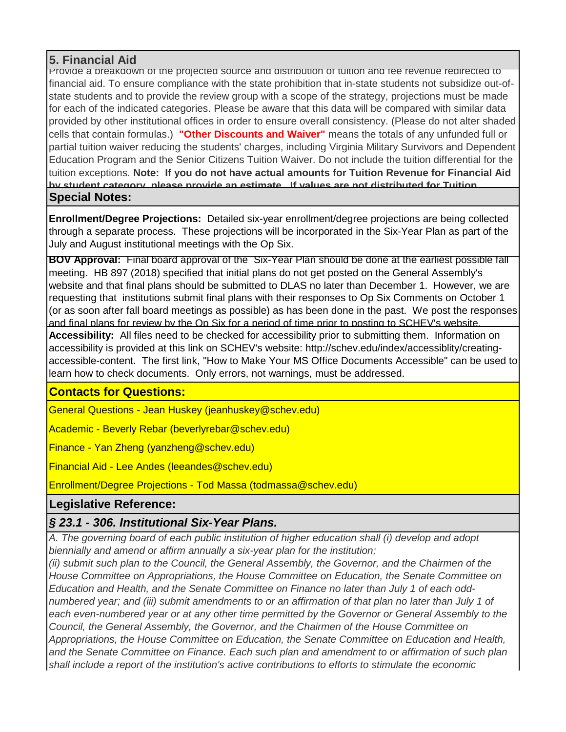## 5. Financial Aid

Provide a breakdown of the projected source and distribution of tuition and fee revenue redirected to financial aid. To ensure compliance with the state prohibition that in-state students not subsidize out-of-state students and to provide the review group with a scope of the strategy, projections must be made for each of the indicated categories. Please be aware that this data will be compared with similar data provided by other institutional offices in order to ensure overall consistency. (Please do not alter shaded cells that contain formulas.) **"Other Discounts and Waiver"** means the totals of any unfunded full or partial tuition waiver reducing the students' charges, including Virginia Military Survivors and Dependent Education Program and the Senior Citizens Tuition Waiver. Do not include the tuition differential for the tuition exceptions. **Note: If you do not have actual amounts for Tuition Revenue for Financial Aid by student category, please provide an estimate. If values are not distributed for Tuition**

## Special Notes:

**Enrollment/Degree Projections:** Detailed six-year enrollment/degree projections are being collected through a separate process. These projections will be incorporated in the Six-Year Plan as part of the July and August institutional meetings with the Op Six.

**BOV Approval:** Final board approval of the Six-Year Plan should be done at the earliest possible fall meeting. HB 897 (2018) specified that initial plans do not get posted on the General Assembly's website and that final plans should be submitted to DLAS no later than December 1. However, we are requesting that institutions submit final plans with their responses to Op Six Comments on October 1 (or as soon after fall board meetings as possible) as has been done in the past. We post the responses and final plans for review by the Op Six for a period of time prior to posting to SCHEV's website.

**Accessibility:** All files need to be checked for accessibility prior to submitting them. Information on accessibility is provided at this link on SCHEV's website: http://schev.edu/index/accessiblity/creating-accessible-content. The first link, "How to Make Your MS Office Documents Accessible" can be used to learn how to check documents. Only errors, not warnings, must be addressed.

## Contacts for Questions:

General Questions - Jean Huskey (jeanhuskey@schev.edu)

Academic - Beverly Rebar (beverlyrebar@schev.edu)

Finance - Yan Zheng (yanzheng@schev.edu)

Financial Aid - Lee Andes (leeandes@schev.edu)

Enrollment/Degree Projections - Tod Massa (todmassa@schev.edu)

## Legislative Reference:

### *§ 23.1 - 306. Institutional Six-Year Plans.*

*A. The governing board of each public institution of higher education shall (i) develop and adopt biennially and amend or affirm annually a six-year plan for the institution;*
*(ii) submit such plan to the Council, the General Assembly, the Governor, and the Chairmen of the House Committee on Appropriations, the House Committee on Education, the Senate Committee on Education and Health, and the Senate Committee on Finance no later than July 1 of each odd-numbered year; and (iii) submit amendments to or an affirmation of that plan no later than July 1 of each even-numbered year or at any other time permitted by the Governor or General Assembly to the Council, the General Assembly, the Governor, and the Chairmen of the House Committee on Appropriations, the House Committee on Education, the Senate Committee on Education and Health, and the Senate Committee on Finance. Each such plan and amendment to or affirmation of such plan shall include a report of the institution's active contributions to efforts to stimulate the economic*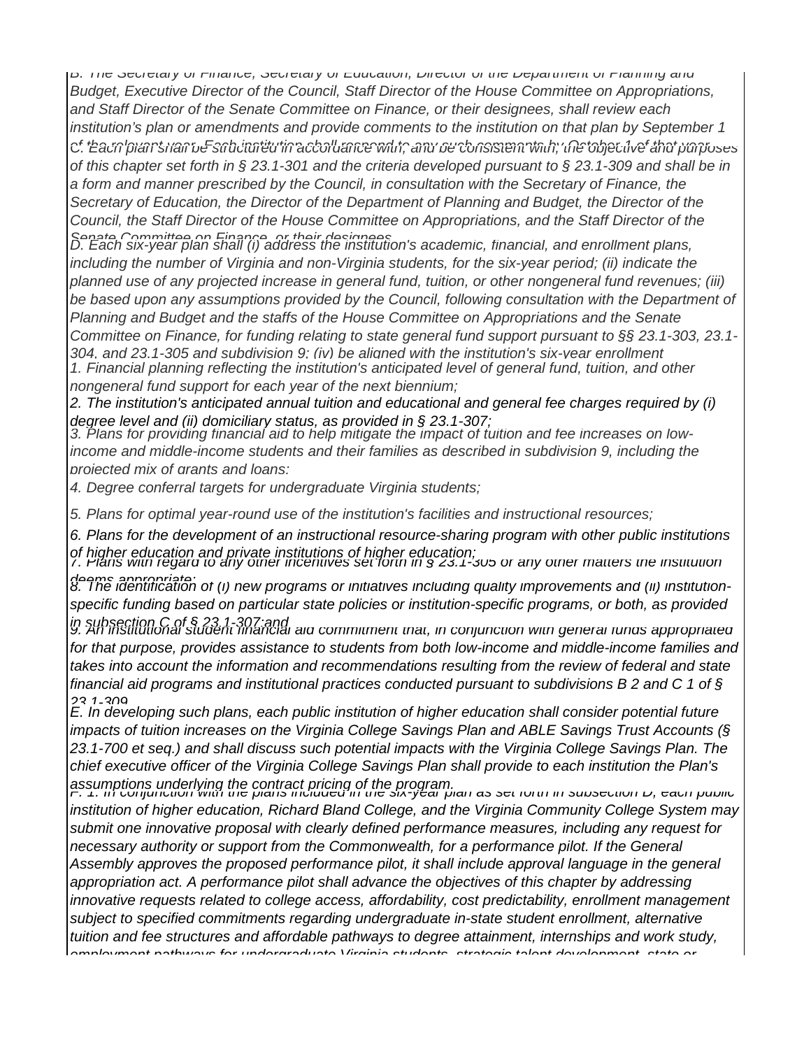*B. The Secretary of Finance, Secretary of Education, Director of the Department of Planning and Budget, Executive Director of the Council, Staff Director of the House Committee on Appropriations, and Staff Director of the Senate Committee on Finance, or their designees, shall review each institution's plan or amendments and provide comments to the institution on that plan by September 1 of the relevant year. Each institution shall respond to any such comments by October 1 of that year.*

*C. Each plan shall be structured in accordance with, and be consistent with, the objective and purposes of this chapter set forth in § 23.1-301 and the criteria developed pursuant to § 23.1-309 and shall be in a form and manner prescribed by the Council, in consultation with the Secretary of Finance, the Secretary of Education, the Director of the Department of Planning and Budget, the Director of the Council, the Staff Director of the House Committee on Appropriations, and the Staff Director of the Senate Committee on Finance, or their designees.*

*D. Each six-year plan shall (i) address the institution's academic, financial, and enrollment plans, including the number of Virginia and non-Virginia students, for the six-year period; (ii) indicate the planned use of any projected increase in general fund, tuition, or other nongeneral fund revenues; (iii) be based upon any assumptions provided by the Council, following consultation with the Department of Planning and Budget and the staffs of the House Committee on Appropriations and the Senate Committee on Finance, for funding relating to state general fund support pursuant to §§ 23.1-303, 23.1-304, and 23.1-305 and subdivision 9; (iv) be aligned with the institution's six-year enrollment*

*1. Financial planning reflecting the institution's anticipated level of general fund, tuition, and other nongeneral fund support for each year of the next biennium;*

*2. The institution's anticipated annual tuition and educational and general fee charges required by (i) degree level and (ii) domiciliary status, as provided in § 23.1-307;*

*3. Plans for providing financial aid to help mitigate the impact of tuition and fee increases on low-income and middle-income students and their families as described in subdivision 9, including the projected mix of grants and loans;*

*4. Degree conferral targets for undergraduate Virginia students;*

*5. Plans for optimal year-round use of the institution's facilities and instructional resources;*

*6. Plans for the development of an instructional resource-sharing program with other public institutions of higher education and private institutions of higher education;*

*7. Plans with regard to any other incentives set forth in § 23.1-305 or any other matters the institution deems appropriate;*

*8. The identification of (i) new programs or initiatives including quality improvements and (ii) institution-specific funding based on particular state policies or institution-specific programs, or both, as provided in subsection C of § 23.1-307; and*

*9. An institutional student financial aid commitment that, in conjunction with general funds appropriated for that purpose, provides assistance to students from both low-income and middle-income families and takes into account the information and recommendations resulting from the review of federal and state financial aid programs and institutional practices conducted pursuant to subdivisions B 2 and C 1 of § 23.1-309*

*E. In developing such plans, each public institution of higher education shall consider potential future impacts of tuition increases on the Virginia College Savings Plan and ABLE Savings Trust Accounts (§ 23.1-700 et seq.) and shall discuss such potential impacts with the Virginia College Savings Plan. The chief executive officer of the Virginia College Savings Plan shall provide to each institution the Plan's assumptions underlying the contract pricing of the program.*

*F. 1. In conjunction with the plans included in the six-year plan as set forth in subsection D, each public institution of higher education, Richard Bland College, and the Virginia Community College System may submit one innovative proposal with clearly defined performance measures, including any request for necessary authority or support from the Commonwealth, for a performance pilot. If the General Assembly approves the proposed performance pilot, it shall include approval language in the general appropriation act. A performance pilot shall advance the objectives of this chapter by addressing innovative requests related to college access, affordability, cost predictability, enrollment management subject to specified commitments regarding undergraduate in-state student enrollment, alternative tuition and fee structures and affordable pathways to degree attainment, internships and work study, employment pathways for undergraduate Virginia students, strategic talent development, state or*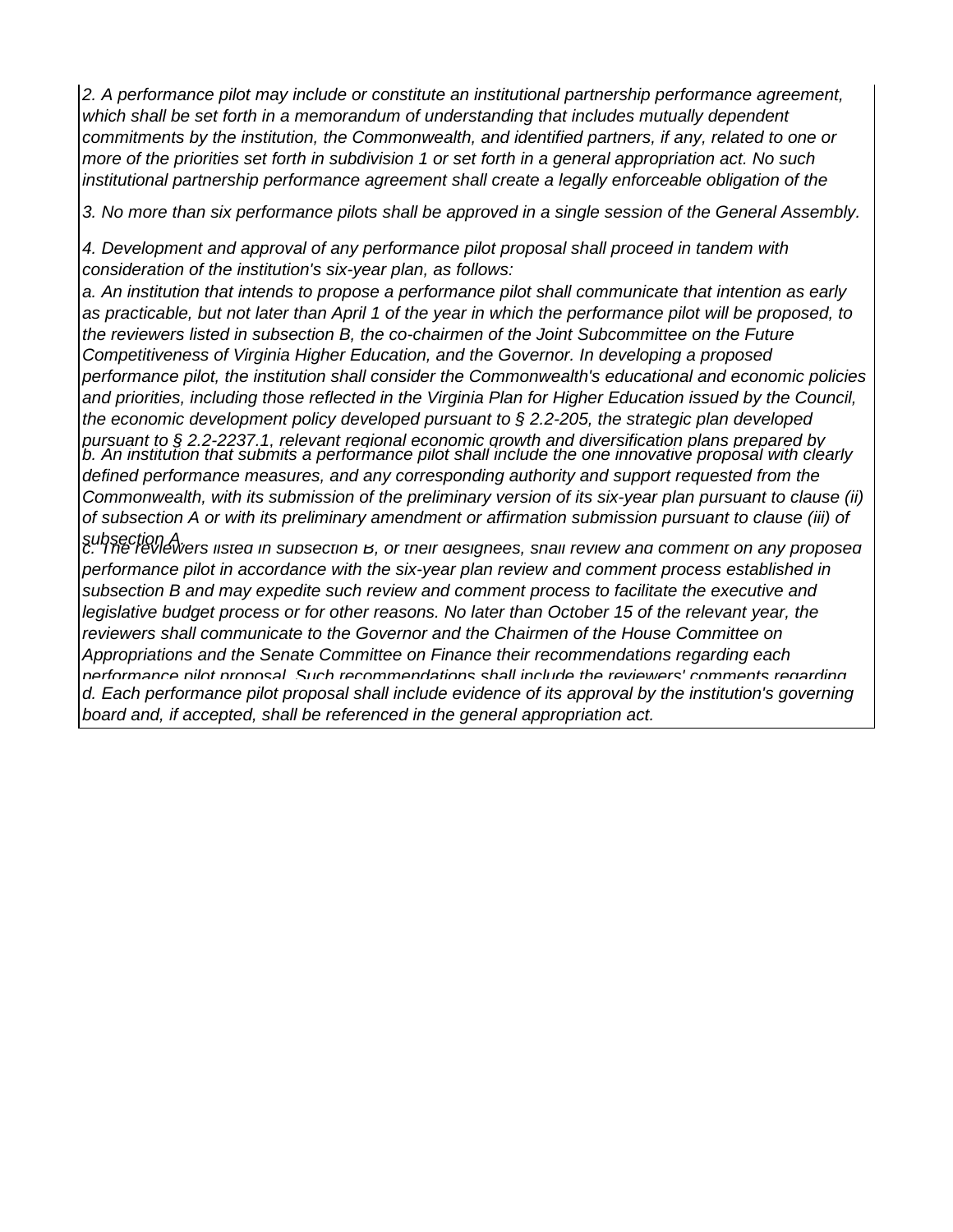*2. A performance pilot may include or constitute an institutional partnership performance agreement, which shall be set forth in a memorandum of understanding that includes mutually dependent commitments by the institution, the Commonwealth, and identified partners, if any, related to one or more of the priorities set forth in subdivision 1 or set forth in a general appropriation act. No such institutional partnership performance agreement shall create a legally enforceable obligation of the*

*3. No more than six performance pilots shall be approved in a single session of the General Assembly.*

*4. Development and approval of any performance pilot proposal shall proceed in tandem with consideration of the institution's six-year plan, as follows:*

*a. An institution that intends to propose a performance pilot shall communicate that intention as early as practicable, but not later than April 1 of the year in which the performance pilot will be proposed, to the reviewers listed in subsection B, the co-chairmen of the Joint Subcommittee on the Future Competitiveness of Virginia Higher Education, and the Governor. In developing a proposed performance pilot, the institution shall consider the Commonwealth's educational and economic policies and priorities, including those reflected in the Virginia Plan for Higher Education issued by the Council, the economic development policy developed pursuant to § 2.2-205, the strategic plan developed pursuant to § 2.2-2237.1, relevant regional economic growth and diversification plans prepared by*

*b. An institution that submits a performance pilot shall include the one innovative proposal with clearly defined performance measures, and any corresponding authority and support requested from the Commonwealth, with its submission of the preliminary version of its six-year plan pursuant to clause (ii) of subsection A or with its preliminary amendment or affirmation submission pursuant to clause (iii) of subsection A.*

*c. The reviewers listed in subsection B, or their designees, shall review and comment on any proposed performance pilot in accordance with the six-year plan review and comment process established in subsection B and may expedite such review and comment process to facilitate the executive and legislative budget process or for other reasons. No later than October 15 of the relevant year, the reviewers shall communicate to the Governor and the Chairmen of the House Committee on Appropriations and the Senate Committee on Finance their recommendations regarding each performance pilot proposal. Such recommendations shall include the reviewers' comments regarding*

*d. Each performance pilot proposal shall include evidence of its approval by the institution's governing board and, if accepted, shall be referenced in the general appropriation act.*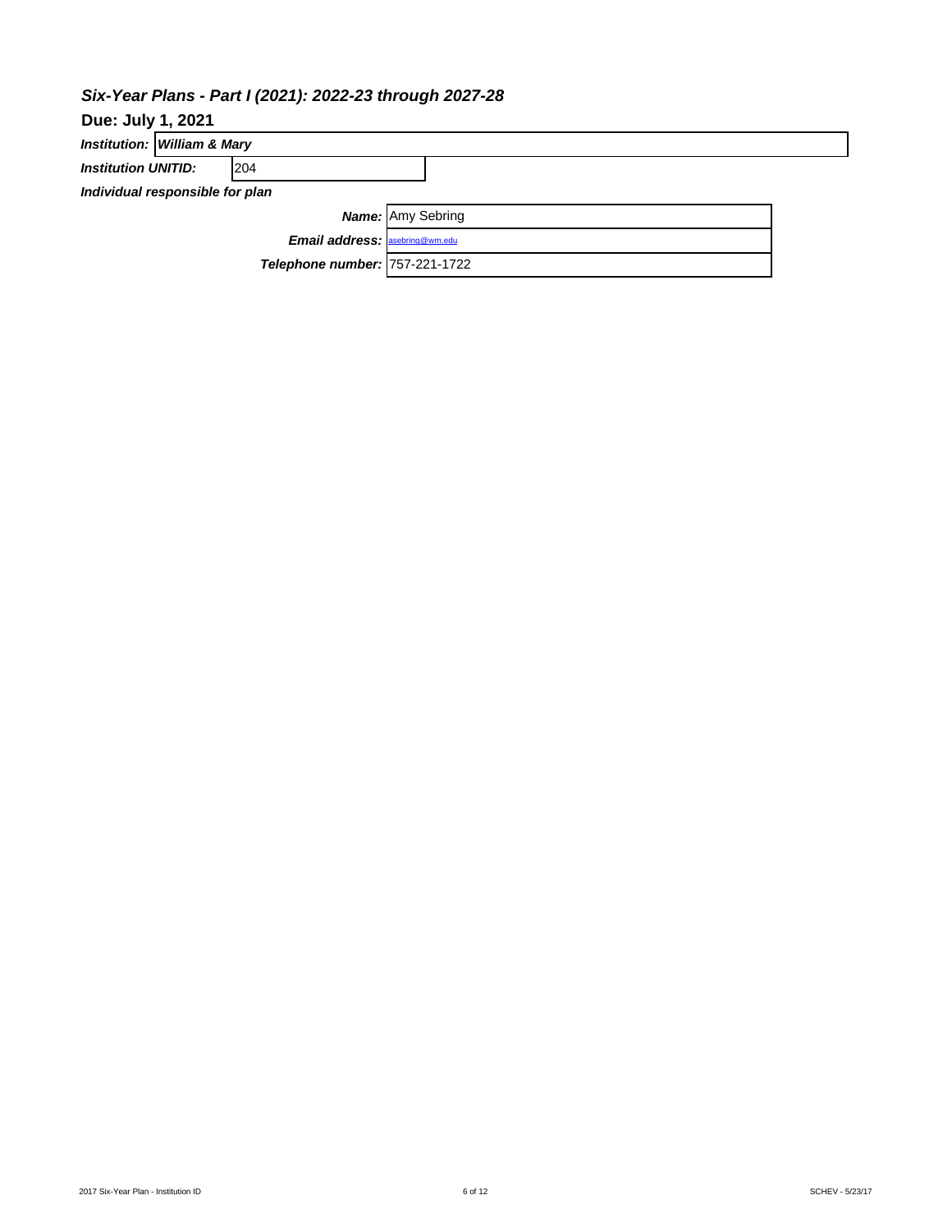## *Six-Year Plans - Part I (2021): 2022-23 through 2027-28*

**Due: July 1, 2021**

***Institution:*** ***William & Mary***

***Institution UNITID:*** 204

***Individual responsible for plan***

***Name:*** Amy Sebring

***Email address:*** asebring@wm.edu

***Telephone number:*** 757-221-1722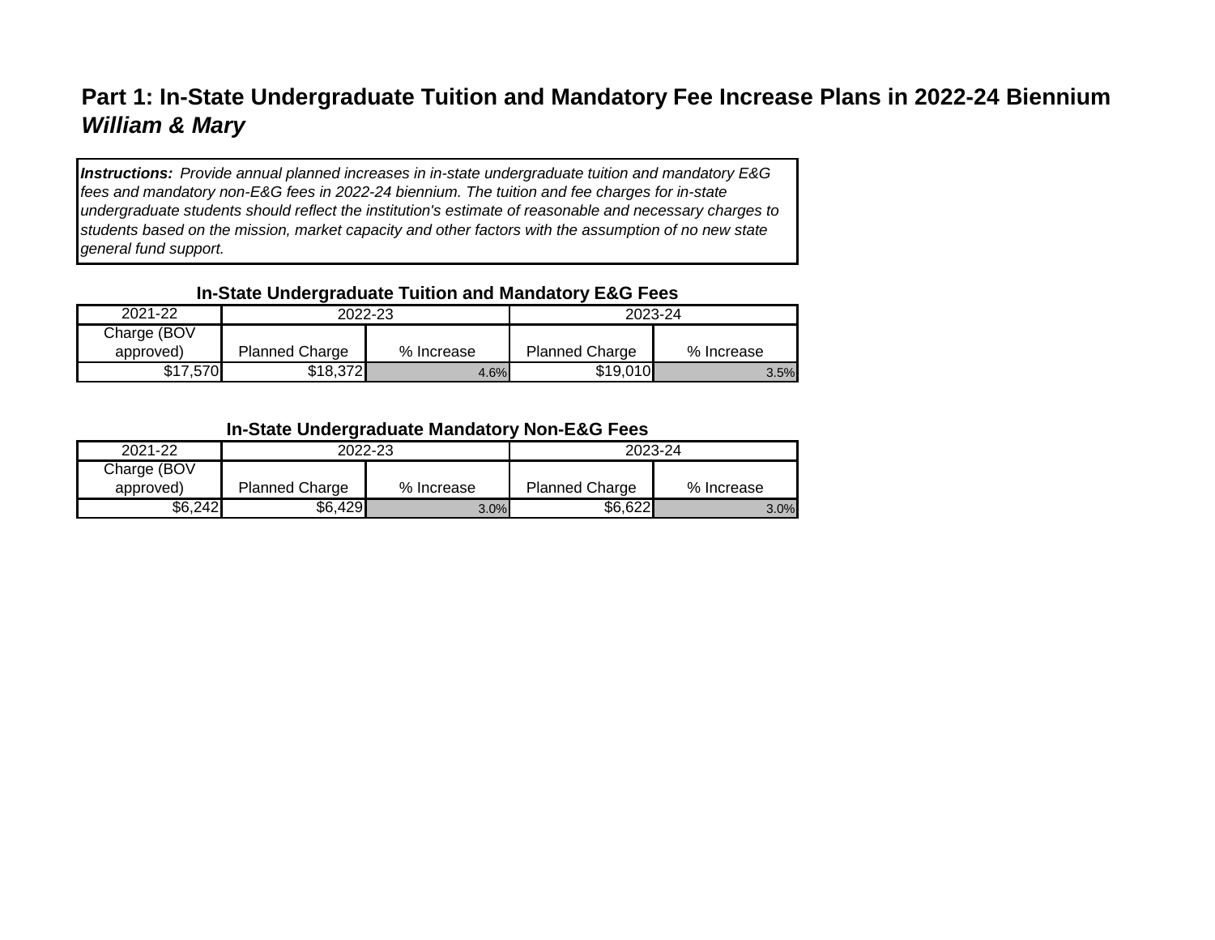# Part 1: In-State Undergraduate Tuition and Mandatory Fee Increase Plans in 2022-24 Biennium
## *William & Mary*

***Instructions:*** *Provide annual planned increases in in-state undergraduate tuition and mandatory E&G fees and mandatory non-E&G fees in 2022-24 biennium. The tuition and fee charges for in-state undergraduate students should reflect the institution's estimate of reasonable and necessary charges to students based on the mission, market capacity and other factors with the assumption of no new state general fund support.*

**In-State Undergraduate Tuition and Mandatory E&G Fees**

| 2021-22 | 2022-23 | | 2023-24 | |
|---|---|---|---|---|
| Charge (BOV approved) | Planned Charge | % Increase | Planned Charge | % Increase |
| $17,570 | $18,372 | 4.6% | $19,010 | 3.5% |

**In-State Undergraduate Mandatory Non-E&G Fees**

| 2021-22 | 2022-23 | | 2023-24 | |
|---|---|---|---|---|
| Charge (BOV approved) | Planned Charge | % Increase | Planned Charge | % Increase |
| $6,242 | $6,429 | 3.0% | $6,622 | 3.0% |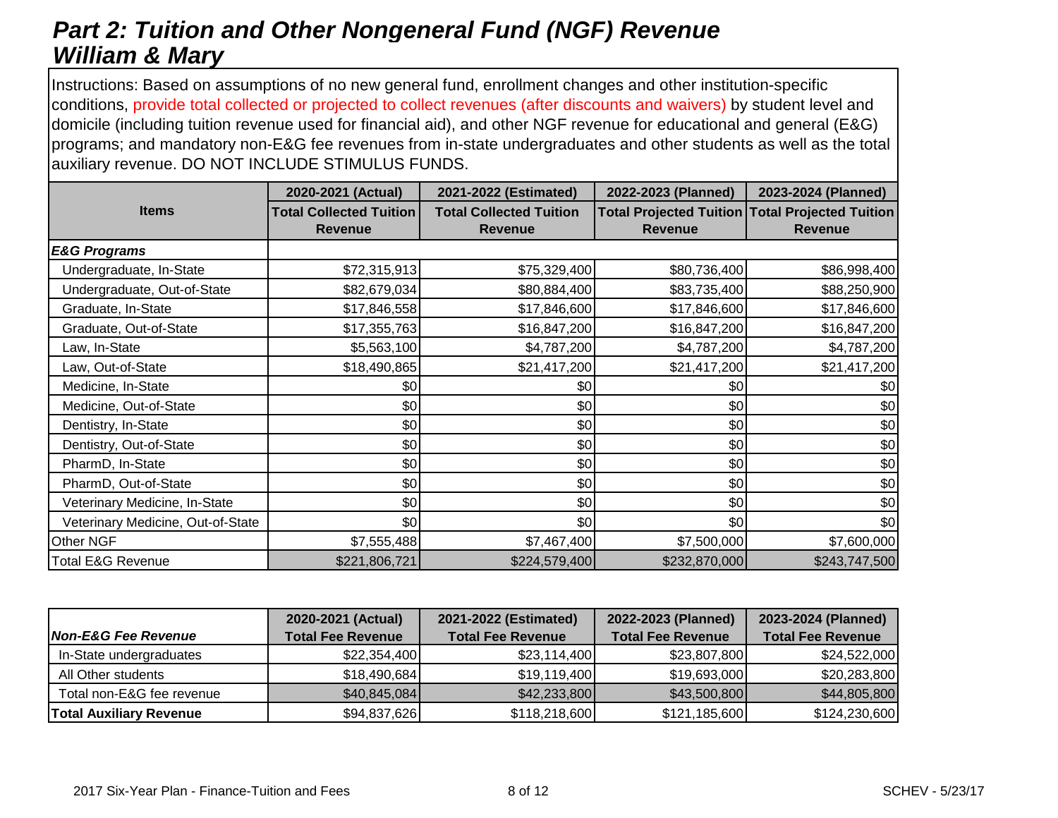# *Part 2: Tuition and Other Nongeneral Fund (NGF) Revenue*
## *William & Mary*

Instructions: Based on assumptions of no new general fund, enrollment changes and other institution-specific conditions, provide total collected or projected to collect revenues (after discounts and waivers) by student level and domicile (including tuition revenue used for financial aid), and other NGF revenue for educational and general (E&G) programs; and mandatory non-E&G fee revenues from in-state undergraduates and other students as well as the total auxiliary revenue. DO NOT INCLUDE STIMULUS FUNDS.

| Items | 2020-2021 (Actual) Total Collected Tuition Revenue | 2021-2022 (Estimated) Total Collected Tuition Revenue | 2022-2023 (Planned) Total Projected Tuition Revenue | 2023-2024 (Planned) Total Projected Tuition Revenue |
|---|---|---|---|---|
| ***E&G Programs*** | | | | |
| Undergraduate, In-State | $72,315,913 | $75,329,400 | $80,736,400 | $86,998,400 |
| Undergraduate, Out-of-State | $82,679,034 | $80,884,400 | $83,735,400 | $88,250,900 |
| Graduate, In-State | $17,846,558 | $17,846,600 | $17,846,600 | $17,846,600 |
| Graduate, Out-of-State | $17,355,763 | $16,847,200 | $16,847,200 | $16,847,200 |
| Law, In-State | $5,563,100 | $4,787,200 | $4,787,200 | $4,787,200 |
| Law, Out-of-State | $18,490,865 | $21,417,200 | $21,417,200 | $21,417,200 |
| Medicine, In-State | $0 | $0 | $0 | $0 |
| Medicine, Out-of-State | $0 | $0 | $0 | $0 |
| Dentistry, In-State | $0 | $0 | $0 | $0 |
| Dentistry, Out-of-State | $0 | $0 | $0 | $0 |
| PharmD, In-State | $0 | $0 | $0 | $0 |
| PharmD, Out-of-State | $0 | $0 | $0 | $0 |
| Veterinary Medicine, In-State | $0 | $0 | $0 | $0 |
| Veterinary Medicine, Out-of-State | $0 | $0 | $0 | $0 |
| Other NGF | $7,555,488 | $7,467,400 | $7,500,000 | $7,600,000 |
| Total E&G Revenue | $221,806,721 | $224,579,400 | $232,870,000 | $243,747,500 |

| ***Non-E&G Fee Revenue*** | 2020-2021 (Actual) Total Fee Revenue | 2021-2022 (Estimated) Total Fee Revenue | 2022-2023 (Planned) Total Fee Revenue | 2023-2024 (Planned) Total Fee Revenue |
|---|---|---|---|---|
| In-State undergraduates | $22,354,400 | $23,114,400 | $23,807,800 | $24,522,000 |
| All Other students | $18,490,684 | $19,119,400 | $19,693,000 | $20,283,800 |
| Total non-E&G fee revenue | $40,845,084 | $42,233,800 | $43,500,800 | $44,805,800 |
| **Total Auxiliary Revenue** | $94,837,626 | $118,218,600 | $121,185,600 | $124,230,600 |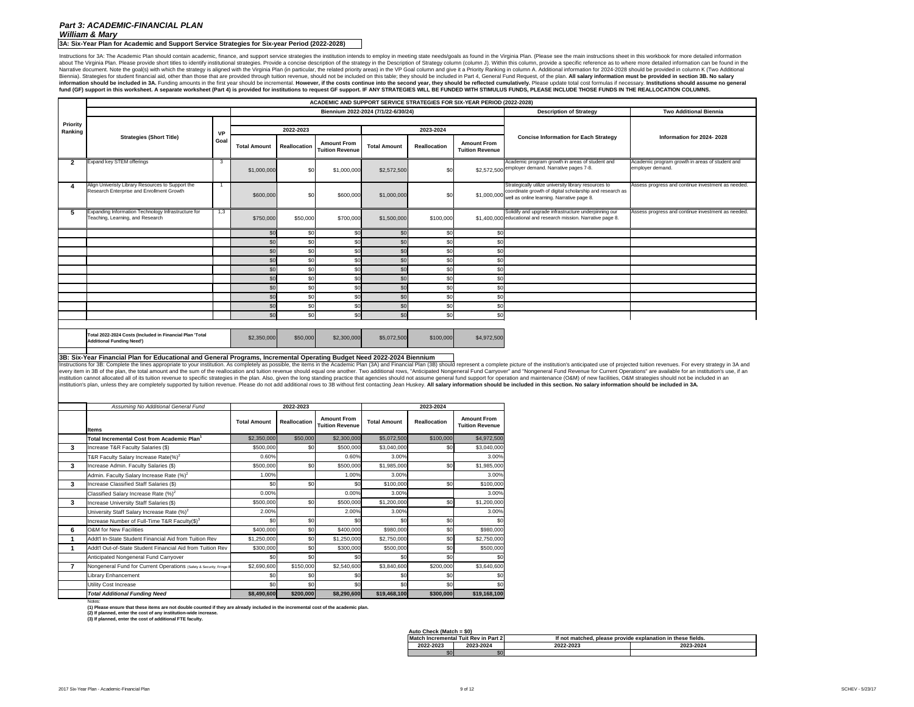## *Part 3: ACADEMIC-FINANCIAL PLAN*

### *William & Mary*

**3A: Six-Year Plan for Academic and Support Service Strategies for Six-year Period (2022-2028)**

Instructions for 3A: The Academic Plan should contain academic, finance, and support service strategies the institution intends to employ in meeting state needs/goals as found in the Virginia Plan. (Please see the main instructions sheet in this workbook for more detailed information about The Virginia Plan. Please provide short titles to identify institutional strategies. Provide a concise description of the strategy in the Description of Strategy column (column J). Within this column, provide a specific reference as to where more detailed information can be found in the Narrative document. Note the goal(s) with which the strategy is aligned with the Virginia Plan (in particular, the related priority areas) in the VP Goal column and give it a Priority Ranking in column A. Additional information for 2024-2028 should be provided in column K (Two Additional Biennia). Strategies for student financial aid, other than those that are provided through tuition revenue, should not be included on this table; they should be included in Part 4, General Fund Request, of the plan. **All salary information must be provided in section 3B. No salary information should be included in 3A.** Funding amounts in the first year should be incremental. **However, if the costs continue into the second year, they should be reflected cumulatively.** Please update total cost formulas if necessary. **Institutions should assume no general fund (GF) support in this worksheet. A separate worksheet (Part 4) is provided for institutions to request GF support. IF ANY STRATEGIES WILL BE FUNDED WITH STIMULUS FUNDS, PLEASE INCLUDE THOSE FUNDS IN THE REALLOCATION COLUMNS.**

| Priority Ranking | Strategies (Short Title) | VP Goal | 2022-2023 Total Amount | 2022-2023 Reallocation | 2022-2023 Amount From Tuition Revenue | 2023-2024 Total Amount | 2023-2024 Reallocation | 2023-2024 Amount From Tuition Revenue | Description of Strategy: Concise Information for Each Strategy | Two Additional Biennia: Information for 2024- 2028 |
|---|---|---|---|---|---|---|---|---|---|---|
| 2 | Expand key STEM offerings | 3 | $1,000,000 | $0 | $1,000,000 | $2,572,500 | $0 | $2,572,500 | Academic program growth in areas of student and employer demand. Narrative pages 7-8. | Academic program growth in areas of student and employer demand. |
| 4 | Align Univeristy Library Resources to Support the Research Enterprise and Enrollment Growth | 1 | $600,000 | $0 | $600,000 | $1,000,000 | $0 | $1,000,000 | Strategically utilize university library resources to coordinate growth of digital scholarship and research as well as online learning. Narrative page 8. | Assess progress and continue investment as needed. |
| 5 | Expanding Information Technology Infrastructure for Teaching, Learning, and Research | 1,3 | $750,000 | $50,000 | $700,000 | $1,500,000 | $100,000 | $1,400,000 | Solidify and upgrade infrastructure underpinning our educational and research mission. Narrative page 8. | Assess progress and continue investment as needed. |
| | | | $0 | $0 | $0 | $0 | $0 | $0 | | |
| | | | $0 | $0 | $0 | $0 | $0 | $0 | | |
| | | | $0 | $0 | $0 | $0 | $0 | $0 | | |
| | | | $0 | $0 | $0 | $0 | $0 | $0 | | |
| | | | $0 | $0 | $0 | $0 | $0 | $0 | | |
| | | | $0 | $0 | $0 | $0 | $0 | $0 | | |
| | | | $0 | $0 | $0 | $0 | $0 | $0 | | |
| | | | $0 | $0 | $0 | $0 | $0 | $0 | | |
| | | | $0 | $0 | $0 | $0 | $0 | $0 | | |
| | | | $0 | $0 | $0 | $0 | $0 | $0 | | |
| | Total 2022-2024 Costs (Included in Financial Plan 'Total Additional Funding Need') | | $2,350,000 | $50,000 | $2,300,000 | $5,072,500 | $100,000 | $4,972,500 | | |

**3B: Six-Year Financial Plan for Educational and General Programs, Incremental Operating Budget Need 2022-2024 Biennium**

Instructions for 3B: Complete the lines appropriate to your institution. As completely as possible, the items in the Academic Plan (3A) and Financial Plan (3B) should represent a complete picture of the institution's anticipated use of projected tuition revenues. For every strategy in 3A and every item in 3B of the plan, the total amount and the sum of the reallocation and tuition revenue should equal one another. Two additional rows, "Anticipated Nongeneral Fund Carryover" and "Nongeneral Fund Revenue for Current Operations" are available for an institution's use, if an institution cannot allocated all of its tuition revenue to specific strategies in the plan. Also, given the long standing practice that agencies should not assume general fund support for operation and maintenance (O&M) of new facilities, O&M strategies should not be included in an institution's plan, unless they are completely supported by tuition revenue. Please do not add additional rows to 3B without first contacting Jean Huskey. **All salary information should be included in this section. No salary information should be included in 3A.**

| | *Assuming No Additional General Fund* Items | 2022-2023 Total Amount | 2022-2023 Reallocation | 2022-2023 Amount From Tuition Revenue | 2023-2024 Total Amount | 2023-2024 Reallocation | 2023-2024 Amount From Tuition Revenue |
|---|---|---|---|---|---|---|---|
| | **Total Incremental Cost from Academic Plan[1]** | $2,350,000 | $50,000 | $2,300,000 | $5,072,500 | $100,000 | $4,972,500 |
| 3 | Increase T&R Faculty Salaries ($) | $500,000 | $0 | $500,000 | $3,040,000 | $0 | $3,040,000 |
| | T&R Faculty Salary Increase Rate(%)[2] | 0.60% | | 0.60% | 3.00% | | 3.00% |
| 3 | Increase Admin. Faculty Salaries ($) | $500,000 | $0 | $500,000 | $1,985,000 | $0 | $1,985,000 |
| | Admin. Faculty Salary Increase Rate (%)[2] | 1.00% | | 1.00% | 3.00% | | 3.00% |
| 3 | Increase Classified Staff Salaries ($) | $0 | $0 | $0 | $100,000 | $0 | $100,000 |
| | Classified Salary Increase Rate (%)[2] | 0.00% | | 0.00% | 3.00% | | 3.00% |
| 3 | Increase University Staff Salaries ($) | $500,000 | $0 | $500,000 | $1,200,000 | $0 | $1,200,000 |
| | University Staff Salary Increase Rate (%)[2] | 2.00% | | 2.00% | 3.00% | | 3.00% |
| | Increase Number of Full-Time T&R Faculty($)[3] | $0 | $0 | $0 | $0 | $0 | $0 |
| 6 | O&M for New Facilities | $400,000 | $0 | $400,000 | $980,000 | $0 | $980,000 |
| 1 | Addt'l In-State Student Financial Aid from Tuition Rev | $1,250,000 | $0 | $1,250,000 | $2,750,000 | $0 | $2,750,000 |
| 1 | Addt'l Out-of-State Student Financial Aid from Tuition Rev | $300,000 | $0 | $300,000 | $500,000 | $0 | $500,000 |
| | Anticipated Nongeneral Fund Carryover | $0 | $0 | $0 | $0 | $0 | $0 |
| 7 | Nongeneral Fund for Current Operations (Safety & Security; Fringe B | $2,690,600 | $150,000 | $2,540,600 | $3,840,600 | $200,000 | $3,640,600 |
| | Library Enhancement | $0 | $0 | $0 | $0 | $0 | $0 |
| | Utility Cost Increase | $0 | $0 | $0 | $0 | $0 | $0 |
| | ***Total Additional Funding Need*** | **$8,490,600** | **$200,000** | **$8,290,600** | **$19,468,100** | **$300,000** | **$19,168,100** |

Notes:

**(1) Please ensure that these items are not double counted if they are already included in the incremental cost of the academic plan.**

**(2) If planned, enter the cost of any institution-wide increase.**

**(3) If planned, enter the cost of additional FTE faculty.**

**Auto Check (Match = $0)**

| Match Incremental Tuit Rev in Part 2: 2022-2023 | Match Incremental Tuit Rev in Part 2: 2023-2024 | If not matched, please provide explanation in these fields: 2022-2023 | If not matched, please provide explanation in these fields: 2023-2024 |
|---|---|---|---|
| $0 | $0 | | |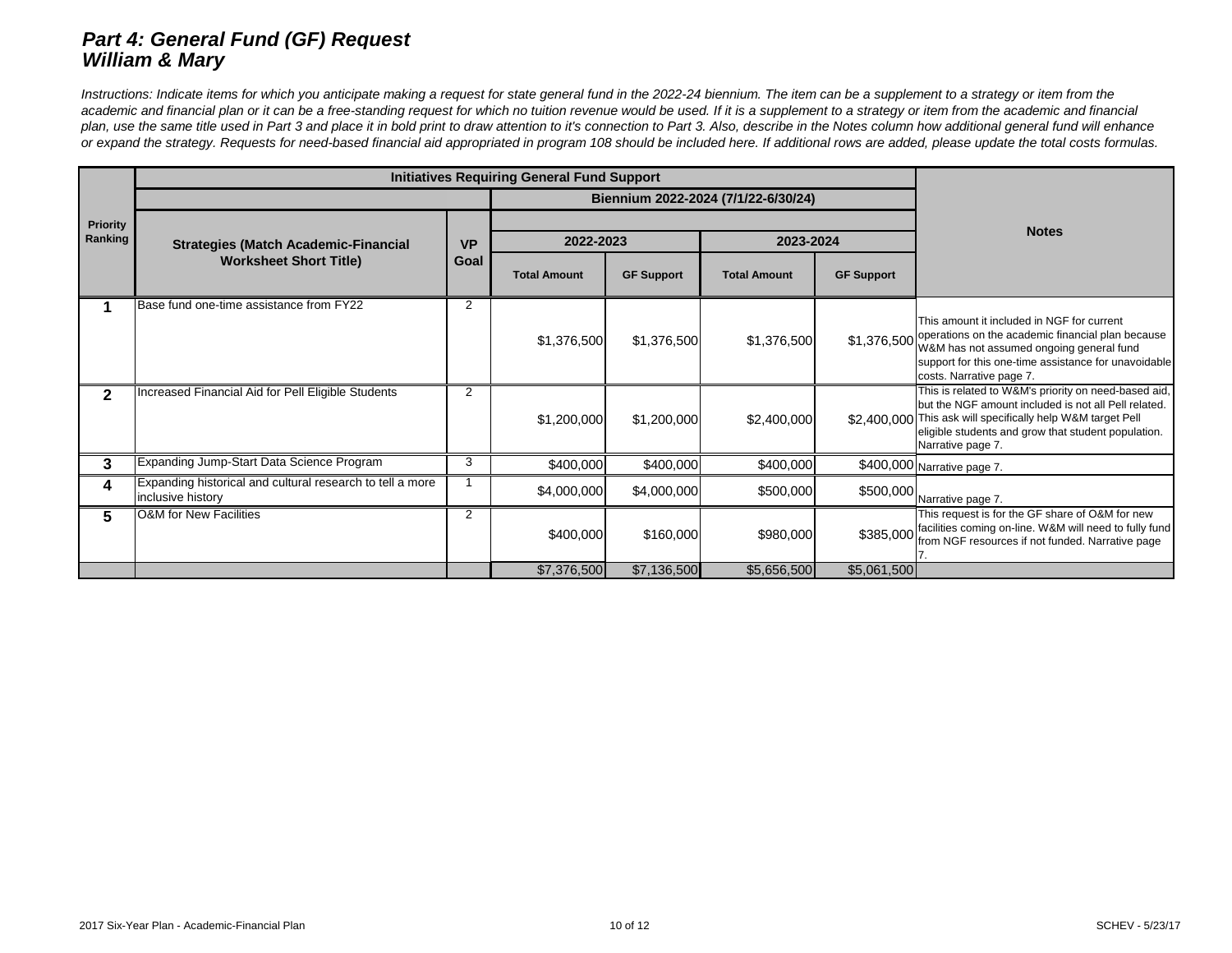# *Part 4: General Fund (GF) Request*
# *William & Mary*

*Instructions: Indicate items for which you anticipate making a request for state general fund in the 2022-24 biennium. The item can be a supplement to a strategy or item from the academic and financial plan or it can be a free-standing request for which no tuition revenue would be used. If it is a supplement to a strategy or item from the academic and financial plan, use the same title used in Part 3 and place it in bold print to draw attention to it's connection to Part 3. Also, describe in the Notes column how additional general fund will enhance or expand the strategy. Requests for need-based financial aid appropriated in program 108 should be included here. If additional rows are added, please update the total costs formulas.*

| Priority Ranking | Initiatives Requiring General Fund Support | | | | | | Notes |
|---|---|---|---|---|---|---|---|
| | | | Biennium 2022-2024 (7/1/22-6/30/24) | | | | |
| | Strategies (Match Academic-Financial Worksheet Short Title) | VP Goal | 2022-2023 | | 2023-2024 | | |
| | | | Total Amount | GF Support | Total Amount | GF Support | |
| 1 | Base fund one-time assistance from FY22 | 2 | $1,376,500 | $1,376,500 | $1,376,500 | $1,376,500 | This amount it included in NGF for current operations on the academic financial plan because W&M has not assumed ongoing general fund support for this one-time assistance for unavoidable costs. Narrative page 7. |
| 2 | Increased Financial Aid for Pell Eligible Students | 2 | $1,200,000 | $1,200,000 | $2,400,000 | $2,400,000 | This is related to W&M's priority on need-based aid, but the NGF amount included is not all Pell related. This ask will specifically help W&M target Pell eligible students and grow that student population. Narrative page 7. |
| 3 | Expanding Jump-Start Data Science Program | 3 | $400,000 | $400,000 | $400,000 | $400,000 | Narrative page 7. |
| 4 | Expanding historical and cultural research to tell a more inclusive history | 1 | $4,000,000 | $4,000,000 | $500,000 | $500,000 | Narrative page 7. |
| 5 | O&M for New Facilities | 2 | $400,000 | $160,000 | $980,000 | $385,000 | This request is for the GF share of O&M for new facilities coming on-line. W&M will need to fully fund from NGF resources if not funded. Narrative page 7. |
| | | | $7,376,500 | $7,136,500 | $5,656,500 | $5,061,500 | |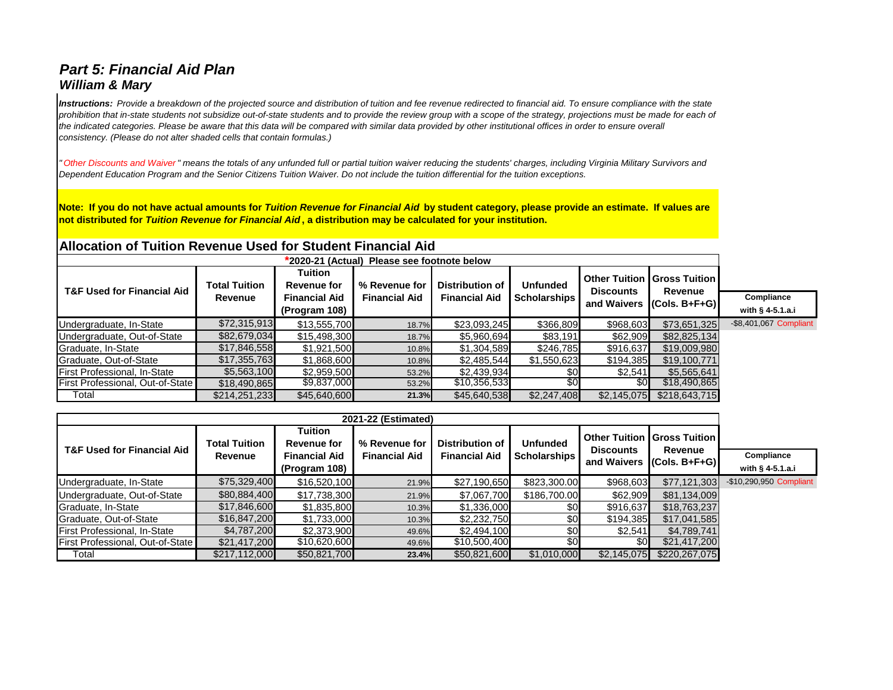## *Part 5: Financial Aid Plan*
### *William & Mary*

***Instructions:*** *Provide a breakdown of the projected source and distribution of tuition and fee revenue redirected to financial aid. To ensure compliance with the state prohibition that in-state students not subsidize out-of-state students and to provide the review group with a scope of the strategy, projections must be made for each of the indicated categories. Please be aware that this data will be compared with similar data provided by other institutional offices in order to ensure overall consistency. (Please do not alter shaded cells that contain formulas.)*

*"Other Discounts and Waiver" means the totals of any unfunded full or partial tuition waiver reducing the students' charges, including Virginia Military Survivors and Dependent Education Program and the Senior Citizens Tuition Waiver. Do not include the tuition differential for the tuition exceptions.*

**Note: If you do not have actual amounts for *Tuition Revenue for Financial Aid* by student category, please provide an estimate. If values are not distributed for *Tuition Revenue for Financial Aid*, a distribution may be calculated for your institution.**

### Allocation of Tuition Revenue Used for Student Financial Aid

**\*2020-21 (Actual) Please see footnote below**

| T&F Used for Financial Aid | Total Tuition Revenue | Tuition Revenue for Financial Aid (Program 108) | % Revenue for Financial Aid | Distribution of Financial Aid | Unfunded Scholarships | Other Tuition Discounts and Waivers | Gross Tuition Revenue (Cols. B+F+G) | Compliance with § 4-5.1.a.i |
|---|---|---|---|---|---|---|---|---|
| Undergraduate, In-State | $72,315,913 | $13,555,700 | 18.7% | $23,093,245 | $366,809 | $968,603 | $73,651,325 | -$8,401,067 Compliant |
| Undergraduate, Out-of-State | $82,679,034 | $15,498,300 | 18.7% | $5,960,694 | $83,191 | $62,909 | $82,825,134 | |
| Graduate, In-State | $17,846,558 | $1,921,500 | 10.8% | $1,304,589 | $246,785 | $916,637 | $19,009,980 | |
| Graduate, Out-of-State | $17,355,763 | $1,868,600 | 10.8% | $2,485,544 | $1,550,623 | $194,385 | $19,100,771 | |
| First Professional, In-State | $5,563,100 | $2,959,500 | 53.2% | $2,439,934 | $0 | $2,541 | $5,565,641 | |
| First Professional, Out-of-State | $18,490,865 | $9,837,000 | 53.2% | $10,356,533 | $0 | $0 | $18,490,865 | |
| Total | $214,251,233 | $45,640,600 | 21.3% | $45,640,538 | $2,247,408 | $2,145,075 | $218,643,715 | |

**2021-22 (Estimated)**

| T&F Used for Financial Aid | Total Tuition Revenue | Tuition Revenue for Financial Aid (Program 108) | % Revenue for Financial Aid | Distribution of Financial Aid | Unfunded Scholarships | Other Tuition Discounts and Waivers | Gross Tuition Revenue (Cols. B+F+G) | Compliance with § 4-5.1.a.i |
|---|---|---|---|---|---|---|---|---|
| Undergraduate, In-State | $75,329,400 | $16,520,100 | 21.9% | $27,190,650 | $823,300.00 | $968,603 | $77,121,303 | -$10,290,950 Compliant |
| Undergraduate, Out-of-State | $80,884,400 | $17,738,300 | 21.9% | $7,067,700 | $186,700.00 | $62,909 | $81,134,009 | |
| Graduate, In-State | $17,846,600 | $1,835,800 | 10.3% | $1,336,000 | $0 | $916,637 | $18,763,237 | |
| Graduate, Out-of-State | $16,847,200 | $1,733,000 | 10.3% | $2,232,750 | $0 | $194,385 | $17,041,585 | |
| First Professional, In-State | $4,787,200 | $2,373,900 | 49.6% | $2,494,100 | $0 | $2,541 | $4,789,741 | |
| First Professional, Out-of-State | $21,417,200 | $10,620,600 | 49.6% | $10,500,400 | $0 | $0 | $21,417,200 | |
| Total | $217,112,000 | $50,821,700 | 23.4% | $50,821,600 | $1,010,000 | $2,145,075 | $220,267,075 | |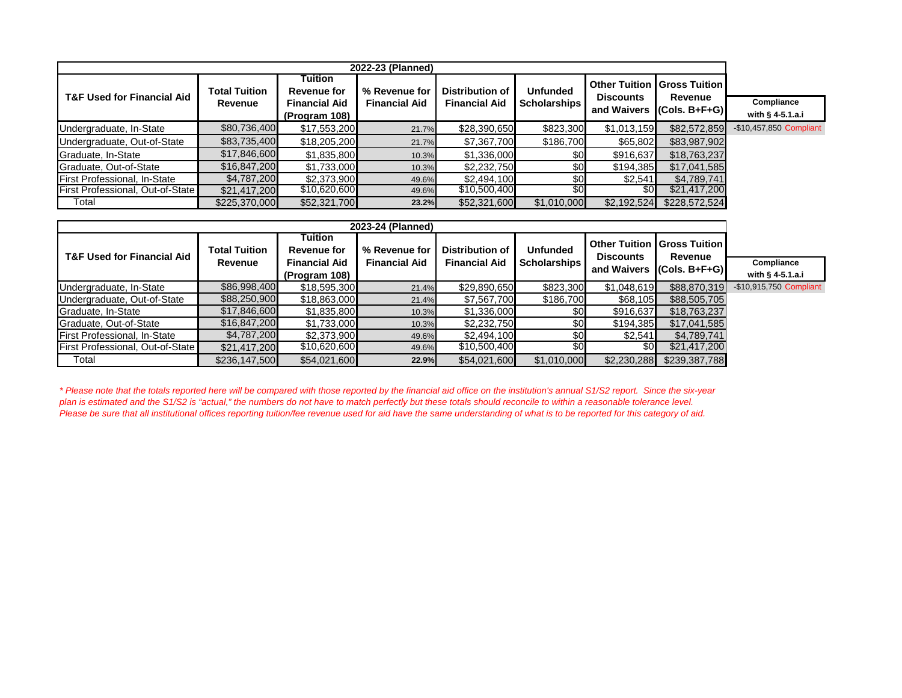| 2022-23 (Planned) | | | | | | | | |
|---|---|---|---|---|---|---|---|---|
| T&F Used for Financial Aid | Total Tuition Revenue | Tuition Revenue for Financial Aid (Program 108) | % Revenue for Financial Aid | Distribution of Financial Aid | Unfunded Scholarships | Other Tuition Discounts and Waivers | Gross Tuition Revenue (Cols. B+F+G) | Compliance with § 4-5.1.a.i |
| Undergraduate, In-State | $80,736,400 | $17,553,200 | 21.7% | $28,390,650 | $823,300 | $1,013,159 | $82,572,859 | -$10,457,850 Compliant |
| Undergraduate, Out-of-State | $83,735,400 | $18,205,200 | 21.7% | $7,367,700 | $186,700 | $65,802 | $83,987,902 | |
| Graduate, In-State | $17,846,600 | $1,835,800 | 10.3% | $1,336,000 | $0 | $916,637 | $18,763,237 | |
| Graduate, Out-of-State | $16,847,200 | $1,733,000 | 10.3% | $2,232,750 | $0 | $194,385 | $17,041,585 | |
| First Professional, In-State | $4,787,200 | $2,373,900 | 49.6% | $2,494,100 | $0 | $2,541 | $4,789,741 | |
| First Professional, Out-of-State | $21,417,200 | $10,620,600 | 49.6% | $10,500,400 | $0 | $0 | $21,417,200 | |
| Total | $225,370,000 | $52,321,700 | **23.2%** | $52,321,600 | $1,010,000 | $2,192,524 | $228,572,524 | |

| 2023-24 (Planned) | | | | | | | | |
|---|---|---|---|---|---|---|---|---|
| T&F Used for Financial Aid | Total Tuition Revenue | Tuition Revenue for Financial Aid (Program 108) | % Revenue for Financial Aid | Distribution of Financial Aid | Unfunded Scholarships | Other Tuition Discounts and Waivers | Gross Tuition Revenue (Cols. B+F+G) | Compliance with § 4-5.1.a.i |
| Undergraduate, In-State | $86,998,400 | $18,595,300 | 21.4% | $29,890,650 | $823,300 | $1,048,619 | $88,870,319 | -$10,915,750 Compliant |
| Undergraduate, Out-of-State | $88,250,900 | $18,863,000 | 21.4% | $7,567,700 | $186,700 | $68,105 | $88,505,705 | |
| Graduate, In-State | $17,846,600 | $1,835,800 | 10.3% | $1,336,000 | $0 | $916,637 | $18,763,237 | |
| Graduate, Out-of-State | $16,847,200 | $1,733,000 | 10.3% | $2,232,750 | $0 | $194,385 | $17,041,585 | |
| First Professional, In-State | $4,787,200 | $2,373,900 | 49.6% | $2,494,100 | $0 | $2,541 | $4,789,741 | |
| First Professional, Out-of-State | $21,417,200 | $10,620,600 | 49.6% | $10,500,400 | $0 | $0 | $21,417,200 | |
| Total | $236,147,500 | $54,021,600 | **22.9%** | $54,021,600 | $1,010,000 | $2,230,288 | $239,387,788 | |

*\* Please note that the totals reported here will be compared with those reported by the financial aid office on the institution's annual S1/S2 report. Since the six-year plan is estimated and the S1/S2 is "actual," the numbers do not have to match perfectly but these totals should reconcile to within a reasonable tolerance level. Please be sure that all institutional offices reporting tuition/fee revenue used for aid have the same understanding of what is to be reported for this category of aid.*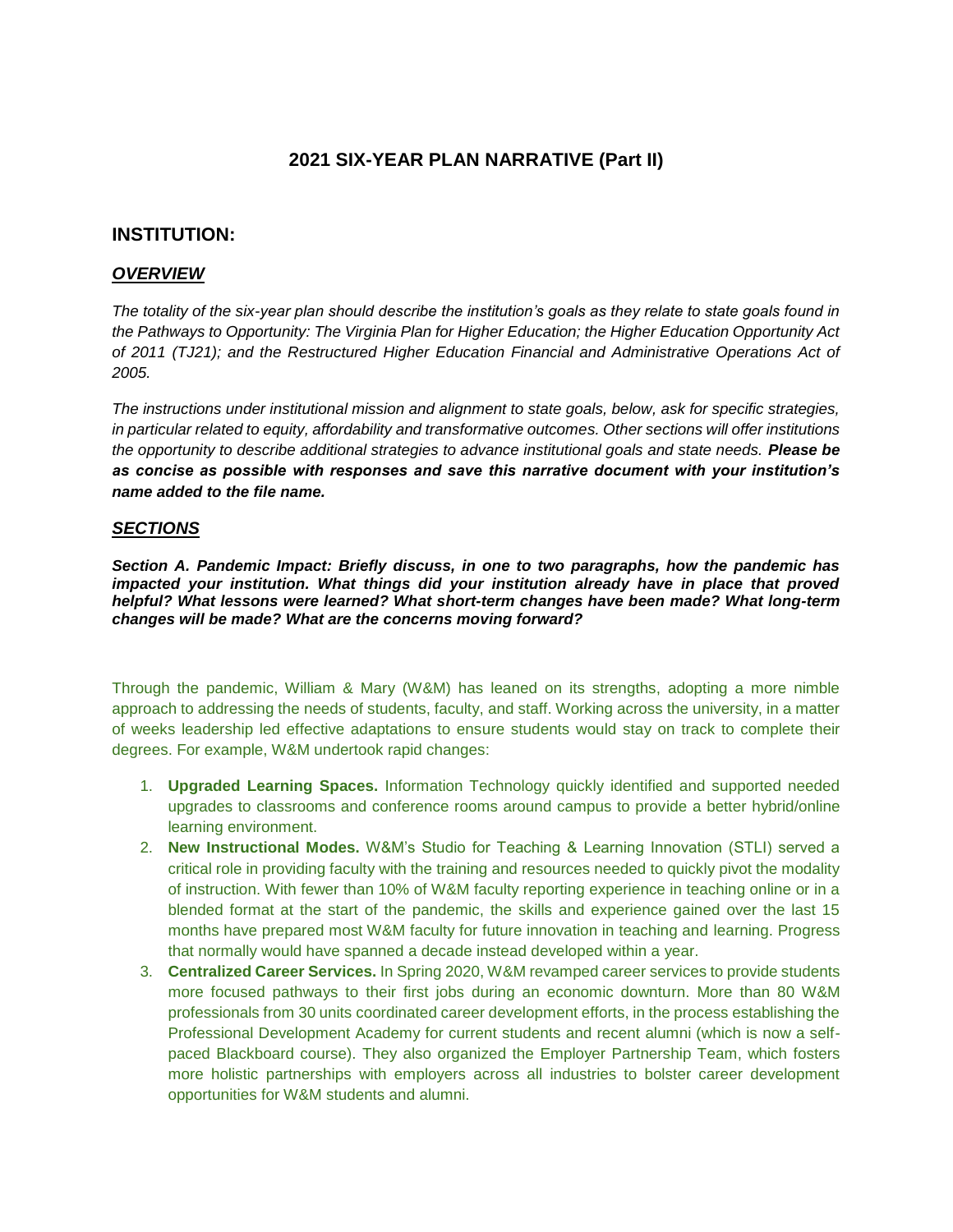# 2021 SIX-YEAR PLAN NARRATIVE (Part II)

## INSTITUTION:

### *OVERVIEW*

*The totality of the six-year plan should describe the institution's goals as they relate to state goals found in the Pathways to Opportunity: The Virginia Plan for Higher Education; the Higher Education Opportunity Act of 2011 (TJ21); and the Restructured Higher Education Financial and Administrative Operations Act of 2005.*

*The instructions under institutional mission and alignment to state goals, below, ask for specific strategies, in particular related to equity, affordability and transformative outcomes. Other sections will offer institutions the opportunity to describe additional strategies to advance institutional goals and state needs.* ***Please be as concise as possible with responses and save this narrative document with your institution's name added to the file name.***

### *SECTIONS*

***Section A. Pandemic Impact: Briefly discuss, in one to two paragraphs, how the pandemic has impacted your institution. What things did your institution already have in place that proved helpful? What lessons were learned? What short-term changes have been made? What long-term changes will be made? What are the concerns moving forward?***

Through the pandemic, William & Mary (W&M) has leaned on its strengths, adopting a more nimble approach to addressing the needs of students, faculty, and staff. Working across the university, in a matter of weeks leadership led effective adaptations to ensure students would stay on track to complete their degrees. For example, W&M undertook rapid changes:

1. **Upgraded Learning Spaces.** Information Technology quickly identified and supported needed upgrades to classrooms and conference rooms around campus to provide a better hybrid/online learning environment.
2. **New Instructional Modes.** W&M's Studio for Teaching & Learning Innovation (STLI) served a critical role in providing faculty with the training and resources needed to quickly pivot the modality of instruction. With fewer than 10% of W&M faculty reporting experience in teaching online or in a blended format at the start of the pandemic, the skills and experience gained over the last 15 months have prepared most W&M faculty for future innovation in teaching and learning. Progress that normally would have spanned a decade instead developed within a year.
3. **Centralized Career Services.** In Spring 2020, W&M revamped career services to provide students more focused pathways to their first jobs during an economic downturn. More than 80 W&M professionals from 30 units coordinated career development efforts, in the process establishing the Professional Development Academy for current students and recent alumni (which is now a self-paced Blackboard course). They also organized the Employer Partnership Team, which fosters more holistic partnerships with employers across all industries to bolster career development opportunities for W&M students and alumni.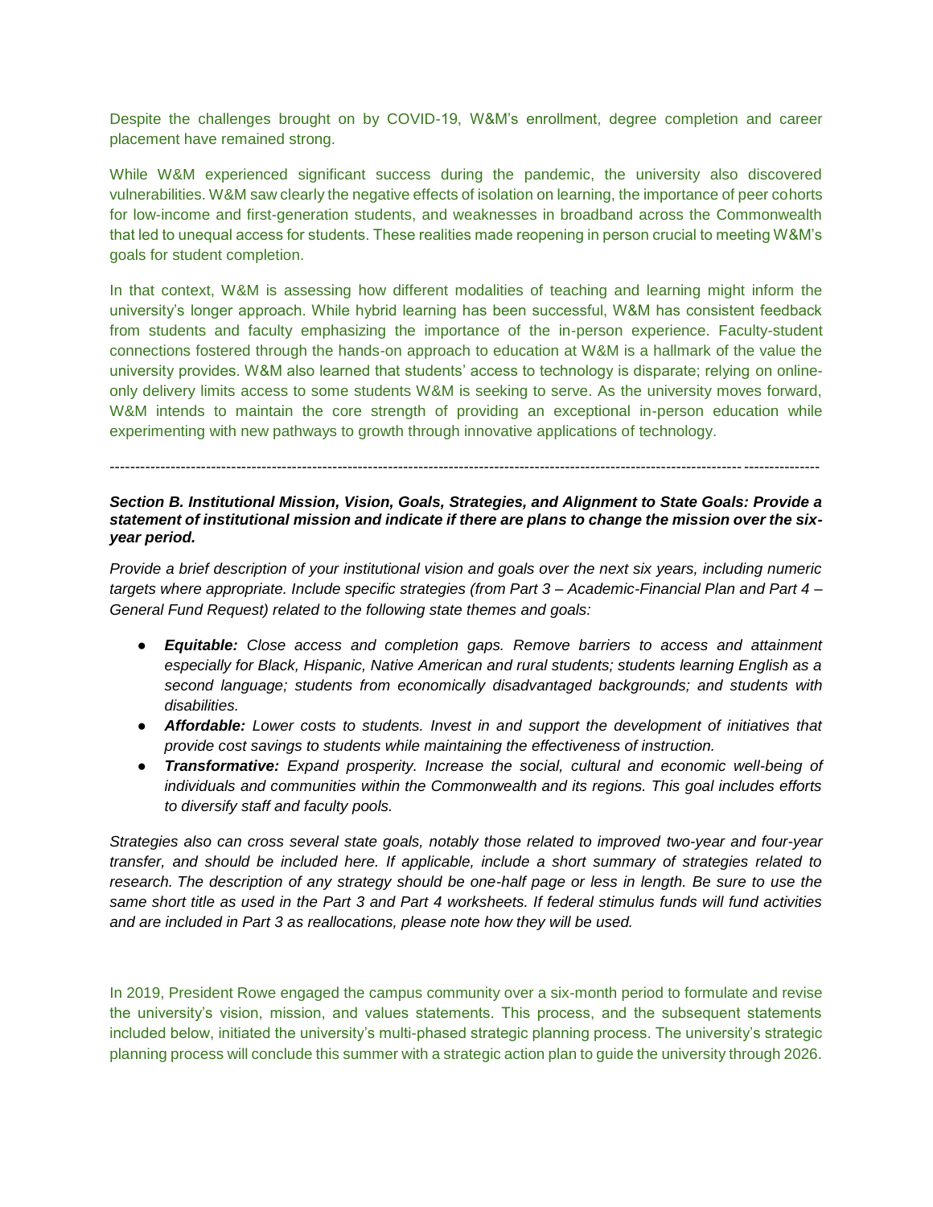Despite the challenges brought on by COVID-19, W&M's enrollment, degree completion and career placement have remained strong.

While W&M experienced significant success during the pandemic, the university also discovered vulnerabilities. W&M saw clearly the negative effects of isolation on learning, the importance of peer cohorts for low-income and first-generation students, and weaknesses in broadband across the Commonwealth that led to unequal access for students. These realities made reopening in person crucial to meeting W&M's goals for student completion.

In that context, W&M is assessing how different modalities of teaching and learning might inform the university's longer approach. While hybrid learning has been successful, W&M has consistent feedback from students and faculty emphasizing the importance of the in-person experience. Faculty-student connections fostered through the hands-on approach to education at W&M is a hallmark of the value the university provides. W&M also learned that students' access to technology is disparate; relying on online-only delivery limits access to some students W&M is seeking to serve. As the university moves forward, W&M intends to maintain the core strength of providing an exceptional in-person education while experimenting with new pathways to growth through innovative applications of technology.

---

***Section B. Institutional Mission, Vision, Goals, Strategies, and Alignment to State Goals: Provide a statement of institutional mission and indicate if there are plans to change the mission over the six-year period.***

*Provide a brief description of your institutional vision and goals over the next six years, including numeric targets where appropriate. Include specific strategies (from Part 3 – Academic-Financial Plan and Part 4 – General Fund Request) related to the following state themes and goals:*

- ***Equitable:*** *Close access and completion gaps. Remove barriers to access and attainment especially for Black, Hispanic, Native American and rural students; students learning English as a second language; students from economically disadvantaged backgrounds; and students with disabilities.*
- ***Affordable:*** *Lower costs to students. Invest in and support the development of initiatives that provide cost savings to students while maintaining the effectiveness of instruction.*
- ***Transformative:*** *Expand prosperity. Increase the social, cultural and economic well-being of individuals and communities within the Commonwealth and its regions. This goal includes efforts to diversify staff and faculty pools.*

*Strategies also can cross several state goals, notably those related to improved two-year and four-year transfer, and should be included here. If applicable, include a short summary of strategies related to research. The description of any strategy should be one-half page or less in length. Be sure to use the same short title as used in the Part 3 and Part 4 worksheets. If federal stimulus funds will fund activities and are included in Part 3 as reallocations, please note how they will be used.*

In 2019, President Rowe engaged the campus community over a six-month period to formulate and revise the university's vision, mission, and values statements. This process, and the subsequent statements included below, initiated the university's multi-phased strategic planning process. The university's strategic planning process will conclude this summer with a strategic action plan to guide the university through 2026.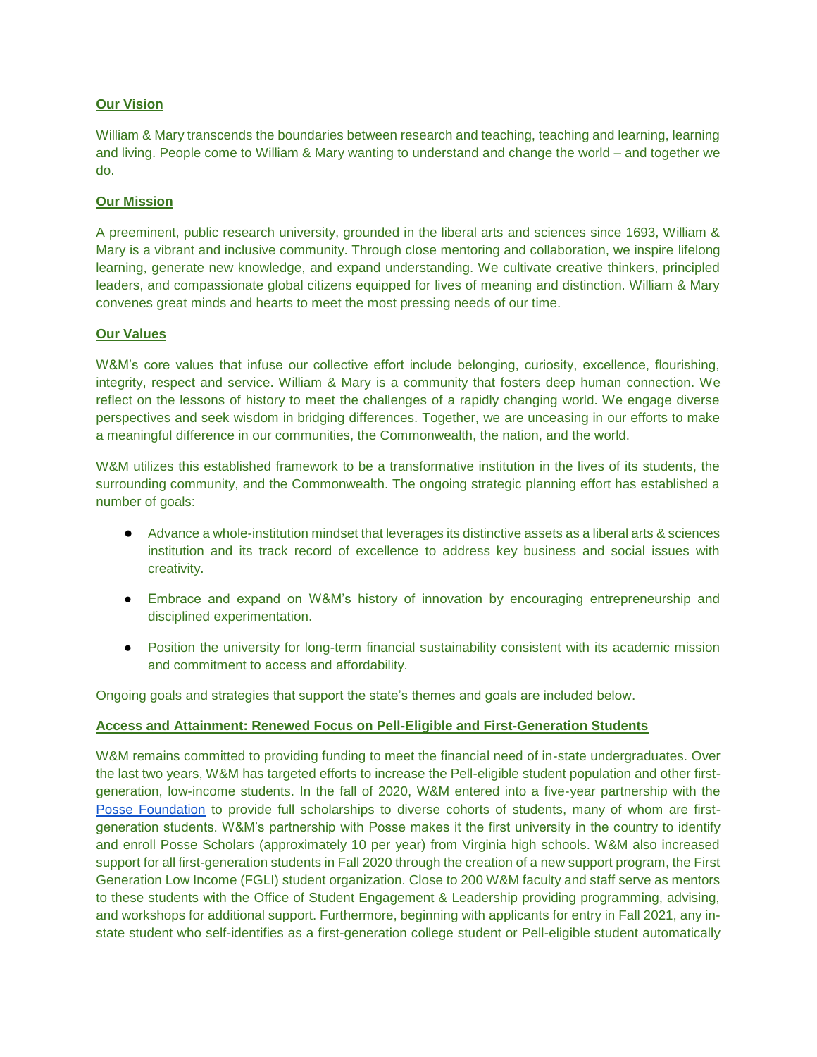**Our Vision**

William & Mary transcends the boundaries between research and teaching, teaching and learning, learning and living. People come to William & Mary wanting to understand and change the world – and together we do.

**Our Mission**

A preeminent, public research university, grounded in the liberal arts and sciences since 1693, William & Mary is a vibrant and inclusive community. Through close mentoring and collaboration, we inspire lifelong learning, generate new knowledge, and expand understanding. We cultivate creative thinkers, principled leaders, and compassionate global citizens equipped for lives of meaning and distinction. William & Mary convenes great minds and hearts to meet the most pressing needs of our time.

**Our Values**

W&M's core values that infuse our collective effort include belonging, curiosity, excellence, flourishing, integrity, respect and service. William & Mary is a community that fosters deep human connection. We reflect on the lessons of history to meet the challenges of a rapidly changing world. We engage diverse perspectives and seek wisdom in bridging differences. Together, we are unceasing in our efforts to make a meaningful difference in our communities, the Commonwealth, the nation, and the world.

W&M utilizes this established framework to be a transformative institution in the lives of its students, the surrounding community, and the Commonwealth. The ongoing strategic planning effort has established a number of goals:

- Advance a whole-institution mindset that leverages its distinctive assets as a liberal arts & sciences institution and its track record of excellence to address key business and social issues with creativity.
- Embrace and expand on W&M's history of innovation by encouraging entrepreneurship and disciplined experimentation.
- Position the university for long-term financial sustainability consistent with its academic mission and commitment to access and affordability.

Ongoing goals and strategies that support the state's themes and goals are included below.

**Access and Attainment: Renewed Focus on Pell-Eligible and First-Generation Students**

W&M remains committed to providing funding to meet the financial need of in-state undergraduates. Over the last two years, W&M has targeted efforts to increase the Pell-eligible student population and other first-generation, low-income students. In the fall of 2020, W&M entered into a five-year partnership with the Posse Foundation to provide full scholarships to diverse cohorts of students, many of whom are first-generation students. W&M's partnership with Posse makes it the first university in the country to identify and enroll Posse Scholars (approximately 10 per year) from Virginia high schools. W&M also increased support for all first-generation students in Fall 2020 through the creation of a new support program, the First Generation Low Income (FGLI) student organization. Close to 200 W&M faculty and staff serve as mentors to these students with the Office of Student Engagement & Leadership providing programming, advising, and workshops for additional support. Furthermore, beginning with applicants for entry in Fall 2021, any in-state student who self-identifies as a first-generation college student or Pell-eligible student automatically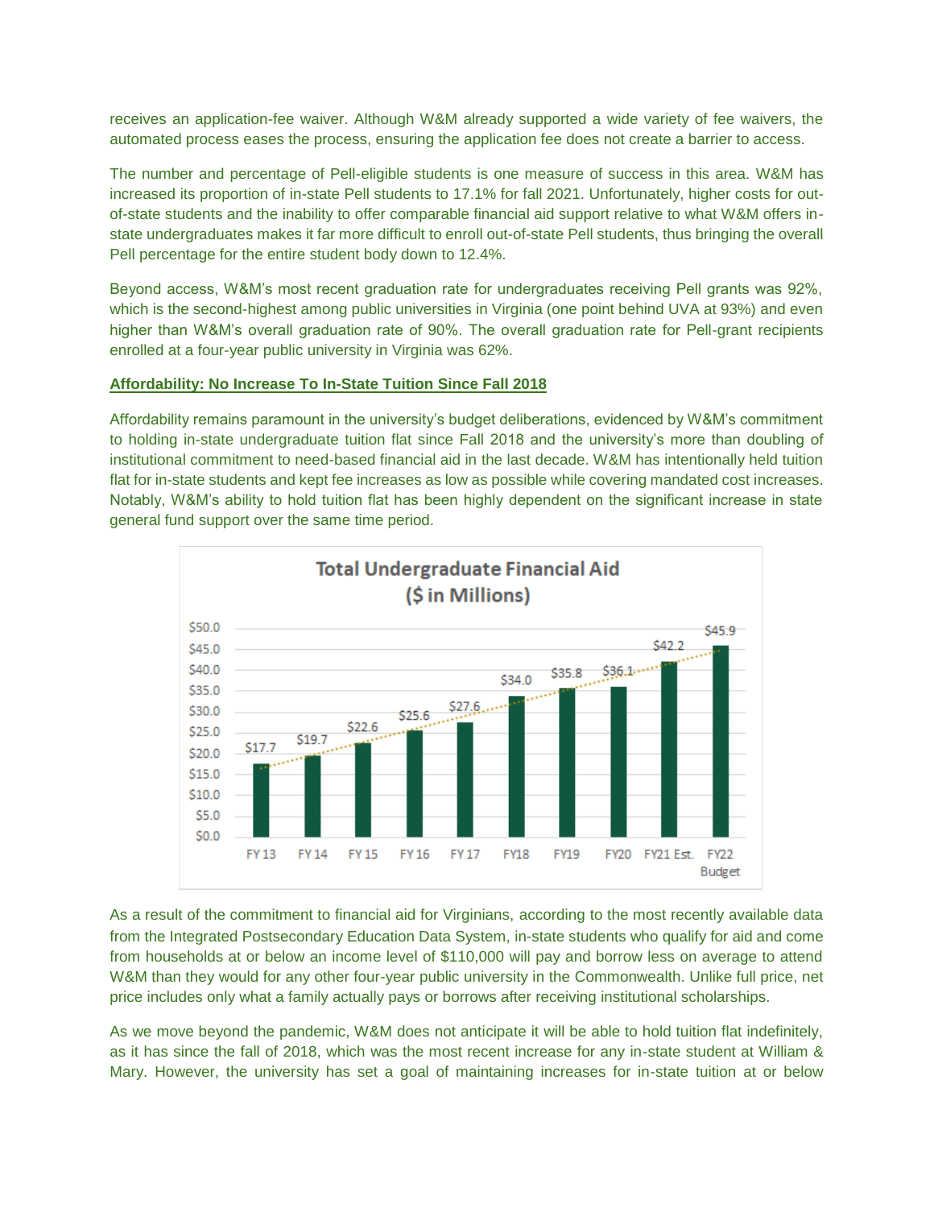receives an application-fee waiver. Although W&M already supported a wide variety of fee waivers, the automated process eases the process, ensuring the application fee does not create a barrier to access.

The number and percentage of Pell-eligible students is one measure of success in this area. W&M has increased its proportion of in-state Pell students to 17.1% for fall 2021. Unfortunately, higher costs for out-of-state students and the inability to offer comparable financial aid support relative to what W&M offers in-state undergraduates makes it far more difficult to enroll out-of-state Pell students, thus bringing the overall Pell percentage for the entire student body down to 12.4%.

Beyond access, W&M's most recent graduation rate for undergraduates receiving Pell grants was 92%, which is the second-highest among public universities in Virginia (one point behind UVA at 93%) and even higher than W&M's overall graduation rate of 90%. The overall graduation rate for Pell-grant recipients enrolled at a four-year public university in Virginia was 62%.

**Affordability: No Increase To In-State Tuition Since Fall 2018**

Affordability remains paramount in the university's budget deliberations, evidenced by W&M's commitment to holding in-state undergraduate tuition flat since Fall 2018 and the university's more than doubling of institutional commitment to need-based financial aid in the last decade. W&M has intentionally held tuition flat for in-state students and kept fee increases as low as possible while covering mandated cost increases. Notably, W&M's ability to hold tuition flat has been highly dependent on the significant increase in state general fund support over the same time period.

**Total Undergraduate Financial Aid ($ in Millions)**

| FY 13 | FY 14 | FY 15 | FY 16 | FY 17 | FY18 | FY19 | FY20 | FY21 Est. | FY22 Budget |
|---|---|---|---|---|---|---|---|---|---|
| $17.7 | $19.7 | $22.6 | $25.6 | $27.6 | $34.0 | $35.8 | $36.1 | $42.2 | $45.9 |

As a result of the commitment to financial aid for Virginians, according to the most recently available data from the Integrated Postsecondary Education Data System, in-state students who qualify for aid and come from households at or below an income level of $110,000 will pay and borrow less on average to attend W&M than they would for any other four-year public university in the Commonwealth. Unlike full price, net price includes only what a family actually pays or borrows after receiving institutional scholarships.

As we move beyond the pandemic, W&M does not anticipate it will be able to hold tuition flat indefinitely, as it has since the fall of 2018, which was the most recent increase for any in-state student at William & Mary. However, the university has set a goal of maintaining increases for in-state tuition at or below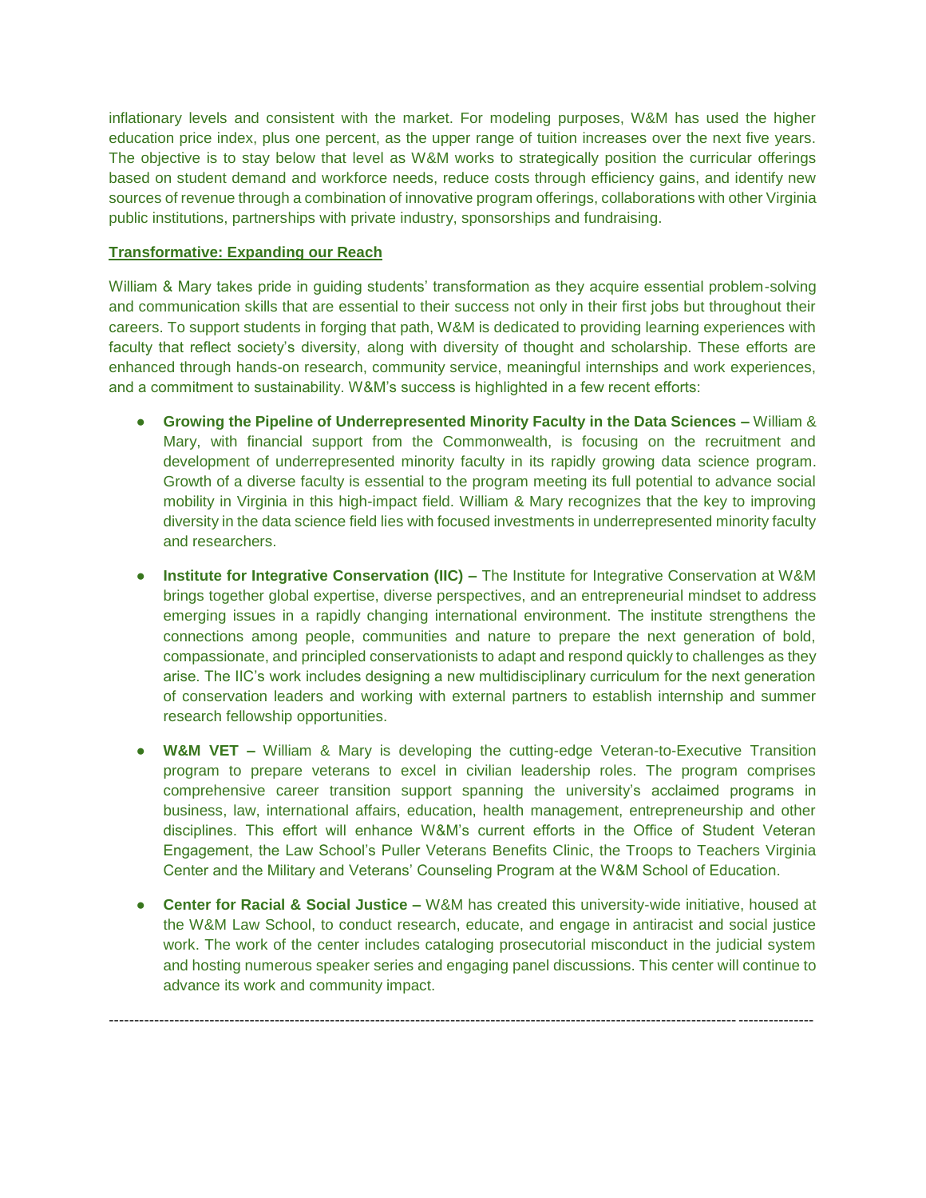inflationary levels and consistent with the market. For modeling purposes, W&M has used the higher education price index, plus one percent, as the upper range of tuition increases over the next five years. The objective is to stay below that level as W&M works to strategically position the curricular offerings based on student demand and workforce needs, reduce costs through efficiency gains, and identify new sources of revenue through a combination of innovative program offerings, collaborations with other Virginia public institutions, partnerships with private industry, sponsorships and fundraising.

**Transformative: Expanding our Reach**

William & Mary takes pride in guiding students' transformation as they acquire essential problem-solving and communication skills that are essential to their success not only in their first jobs but throughout their careers. To support students in forging that path, W&M is dedicated to providing learning experiences with faculty that reflect society's diversity, along with diversity of thought and scholarship. These efforts are enhanced through hands-on research, community service, meaningful internships and work experiences, and a commitment to sustainability. W&M's success is highlighted in a few recent efforts:

- **Growing the Pipeline of Underrepresented Minority Faculty in the Data Sciences –** William & Mary, with financial support from the Commonwealth, is focusing on the recruitment and development of underrepresented minority faculty in its rapidly growing data science program. Growth of a diverse faculty is essential to the program meeting its full potential to advance social mobility in Virginia in this high-impact field. William & Mary recognizes that the key to improving diversity in the data science field lies with focused investments in underrepresented minority faculty and researchers.

- **Institute for Integrative Conservation (IIC) –** The Institute for Integrative Conservation at W&M brings together global expertise, diverse perspectives, and an entrepreneurial mindset to address emerging issues in a rapidly changing international environment. The institute strengthens the connections among people, communities and nature to prepare the next generation of bold, compassionate, and principled conservationists to adapt and respond quickly to challenges as they arise. The IIC's work includes designing a new multidisciplinary curriculum for the next generation of conservation leaders and working with external partners to establish internship and summer research fellowship opportunities.

- **W&M VET –** William & Mary is developing the cutting-edge Veteran-to-Executive Transition program to prepare veterans to excel in civilian leadership roles. The program comprises comprehensive career transition support spanning the university's acclaimed programs in business, law, international affairs, education, health management, entrepreneurship and other disciplines. This effort will enhance W&M's current efforts in the Office of Student Veteran Engagement, the Law School's Puller Veterans Benefits Clinic, the Troops to Teachers Virginia Center and the Military and Veterans' Counseling Program at the W&M School of Education.

- **Center for Racial & Social Justice –** W&M has created this university-wide initiative, housed at the W&M Law School, to conduct research, educate, and engage in antiracist and social justice work. The work of the center includes cataloging prosecutorial misconduct in the judicial system and hosting numerous speaker series and engaging panel discussions. This center will continue to advance its work and community impact.

---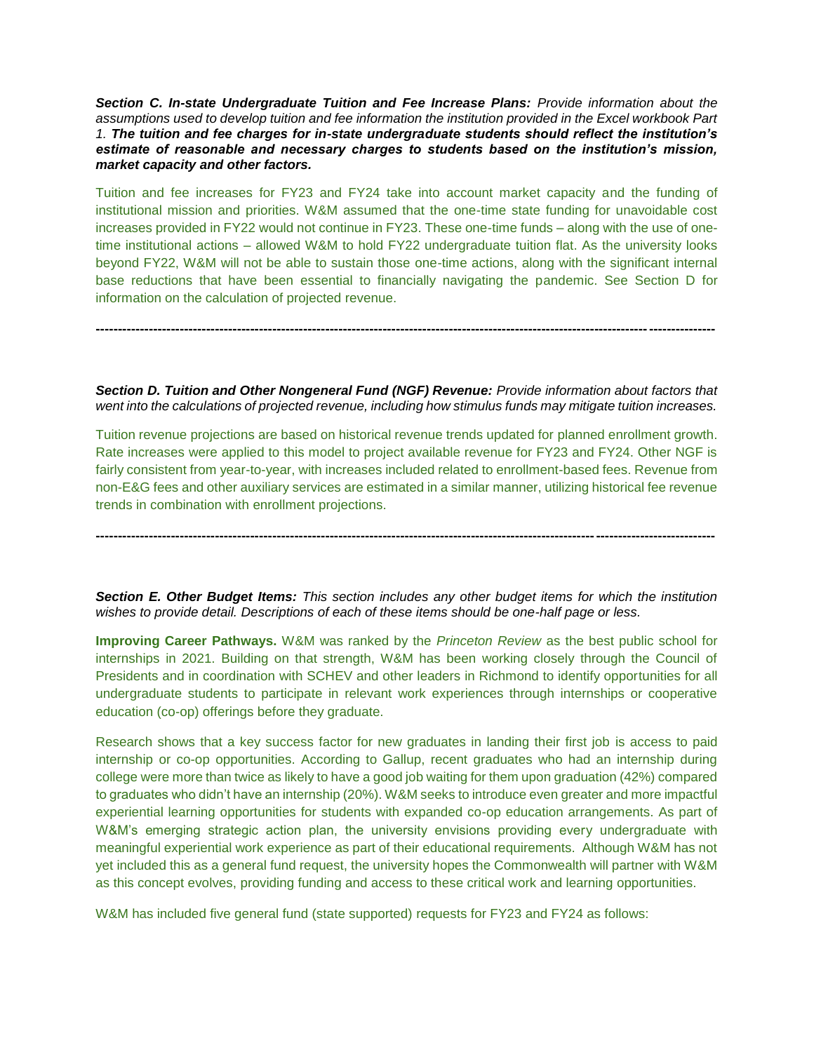***Section C. In-state Undergraduate Tuition and Fee Increase Plans:*** *Provide information about the assumptions used to develop tuition and fee information the institution provided in the Excel workbook Part 1.* ***The tuition and fee charges for in-state undergraduate students should reflect the institution's estimate of reasonable and necessary charges to students based on the institution's mission, market capacity and other factors.***

Tuition and fee increases for FY23 and FY24 take into account market capacity and the funding of institutional mission and priorities. W&M assumed that the one-time state funding for unavoidable cost increases provided in FY22 would not continue in FY23. These one-time funds – along with the use of one-time institutional actions – allowed W&M to hold FY22 undergraduate tuition flat. As the university looks beyond FY22, W&M will not be able to sustain those one-time actions, along with the significant internal base reductions that have been essential to financially navigating the pandemic. See Section D for information on the calculation of projected revenue.

---

***Section D. Tuition and Other Nongeneral Fund (NGF) Revenue:*** *Provide information about factors that went into the calculations of projected revenue, including how stimulus funds may mitigate tuition increases.*

Tuition revenue projections are based on historical revenue trends updated for planned enrollment growth. Rate increases were applied to this model to project available revenue for FY23 and FY24. Other NGF is fairly consistent from year-to-year, with increases included related to enrollment-based fees. Revenue from non-E&G fees and other auxiliary services are estimated in a similar manner, utilizing historical fee revenue trends in combination with enrollment projections.

---

***Section E. Other Budget Items:*** *This section includes any other budget items for which the institution wishes to provide detail. Descriptions of each of these items should be one-half page or less.*

**Improving Career Pathways.** W&M was ranked by the *Princeton Review* as the best public school for internships in 2021. Building on that strength, W&M has been working closely through the Council of Presidents and in coordination with SCHEV and other leaders in Richmond to identify opportunities for all undergraduate students to participate in relevant work experiences through internships or cooperative education (co-op) offerings before they graduate.

Research shows that a key success factor for new graduates in landing their first job is access to paid internship or co-op opportunities. According to Gallup, recent graduates who had an internship during college were more than twice as likely to have a good job waiting for them upon graduation (42%) compared to graduates who didn't have an internship (20%). W&M seeks to introduce even greater and more impactful experiential learning opportunities for students with expanded co-op education arrangements. As part of W&M's emerging strategic action plan, the university envisions providing every undergraduate with meaningful experiential work experience as part of their educational requirements. Although W&M has not yet included this as a general fund request, the university hopes the Commonwealth will partner with W&M as this concept evolves, providing funding and access to these critical work and learning opportunities.

W&M has included five general fund (state supported) requests for FY23 and FY24 as follows: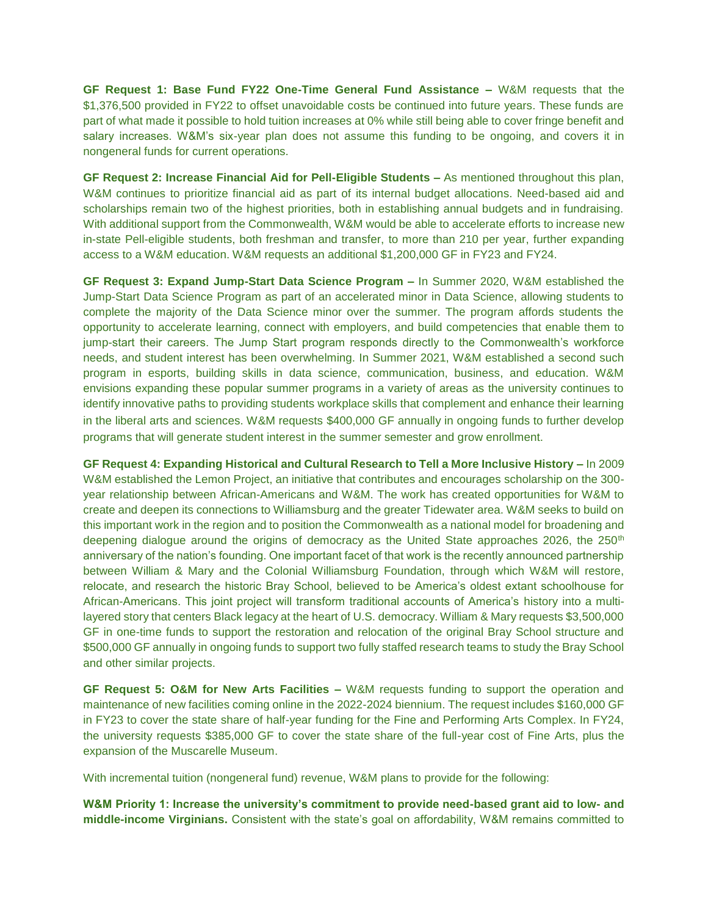**GF Request 1: Base Fund FY22 One-Time General Fund Assistance –** W&M requests that the $1,376,500 provided in FY22 to offset unavoidable costs be continued into future years. These funds are part of what made it possible to hold tuition increases at 0% while still being able to cover fringe benefit and salary increases. W&M's six-year plan does not assume this funding to be ongoing, and covers it in nongeneral funds for current operations.

**GF Request 2: Increase Financial Aid for Pell-Eligible Students –** As mentioned throughout this plan, W&M continues to prioritize financial aid as part of its internal budget allocations. Need-based aid and scholarships remain two of the highest priorities, both in establishing annual budgets and in fundraising. With additional support from the Commonwealth, W&M would be able to accelerate efforts to increase new in-state Pell-eligible students, both freshman and transfer, to more than 210 per year, further expanding access to a W&M education. W&M requests an additional $1,200,000 GF in FY23 and FY24.

**GF Request 3: Expand Jump-Start Data Science Program –** In Summer 2020, W&M established the Jump-Start Data Science Program as part of an accelerated minor in Data Science, allowing students to complete the majority of the Data Science minor over the summer. The program affords students the opportunity to accelerate learning, connect with employers, and build competencies that enable them to jump-start their careers. The Jump Start program responds directly to the Commonwealth's workforce needs, and student interest has been overwhelming. In Summer 2021, W&M established a second such program in esports, building skills in data science, communication, business, and education. W&M envisions expanding these popular summer programs in a variety of areas as the university continues to identify innovative paths to providing students workplace skills that complement and enhance their learning in the liberal arts and sciences. W&M requests $400,000 GF annually in ongoing funds to further develop programs that will generate student interest in the summer semester and grow enrollment.

**GF Request 4: Expanding Historical and Cultural Research to Tell a More Inclusive History –** In 2009 W&M established the Lemon Project, an initiative that contributes and encourages scholarship on the 300-year relationship between African-Americans and W&M. The work has created opportunities for W&M to create and deepen its connections to Williamsburg and the greater Tidewater area. W&M seeks to build on this important work in the region and to position the Commonwealth as a national model for broadening and deepening dialogue around the origins of democracy as the United State approaches 2026, the 250th anniversary of the nation's founding. One important facet of that work is the recently announced partnership between William & Mary and the Colonial Williamsburg Foundation, through which W&M will restore, relocate, and research the historic Bray School, believed to be America's oldest extant schoolhouse for African-Americans. This joint project will transform traditional accounts of America's history into a multi-layered story that centers Black legacy at the heart of U.S. democracy. William & Mary requests $3,500,000 GF in one-time funds to support the restoration and relocation of the original Bray School structure and $500,000 GF annually in ongoing funds to support two fully staffed research teams to study the Bray School and other similar projects.

**GF Request 5: O&M for New Arts Facilities –** W&M requests funding to support the operation and maintenance of new facilities coming online in the 2022-2024 biennium. The request includes $160,000 GF in FY23 to cover the state share of half-year funding for the Fine and Performing Arts Complex. In FY24, the university requests $385,000 GF to cover the state share of the full-year cost of Fine Arts, plus the expansion of the Muscarelle Museum.

With incremental tuition (nongeneral fund) revenue, W&M plans to provide for the following:

**W&M Priority 1: Increase the university's commitment to provide need-based grant aid to low- and middle-income Virginians.** Consistent with the state's goal on affordability, W&M remains committed to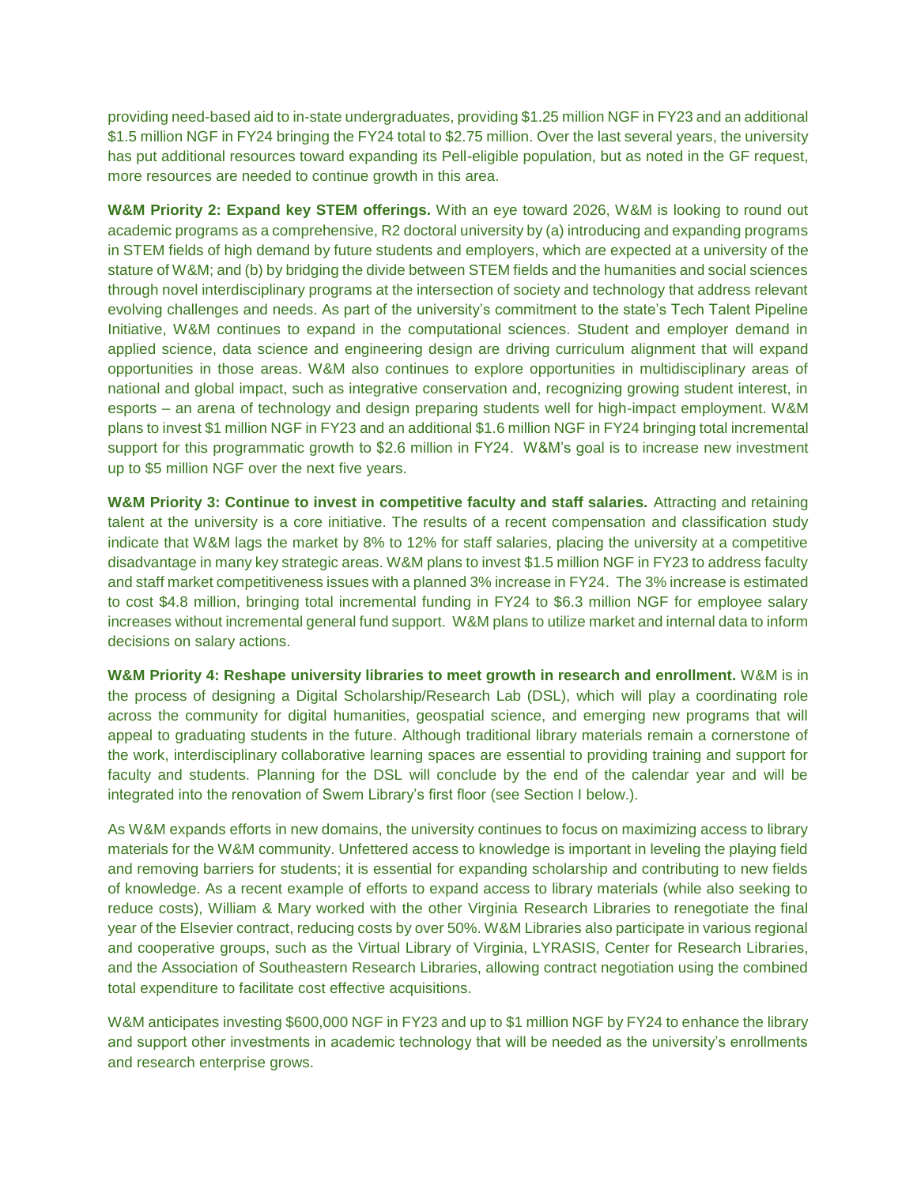providing need-based aid to in-state undergraduates, providing $1.25 million NGF in FY23 and an additional $1.5 million NGF in FY24 bringing the FY24 total to $2.75 million. Over the last several years, the university has put additional resources toward expanding its Pell-eligible population, but as noted in the GF request, more resources are needed to continue growth in this area.

**W&M Priority 2: Expand key STEM offerings.** With an eye toward 2026, W&M is looking to round out academic programs as a comprehensive, R2 doctoral university by (a) introducing and expanding programs in STEM fields of high demand by future students and employers, which are expected at a university of the stature of W&M; and (b) by bridging the divide between STEM fields and the humanities and social sciences through novel interdisciplinary programs at the intersection of society and technology that address relevant evolving challenges and needs. As part of the university's commitment to the state's Tech Talent Pipeline Initiative, W&M continues to expand in the computational sciences. Student and employer demand in applied science, data science and engineering design are driving curriculum alignment that will expand opportunities in those areas. W&M also continues to explore opportunities in multidisciplinary areas of national and global impact, such as integrative conservation and, recognizing growing student interest, in esports – an arena of technology and design preparing students well for high-impact employment. W&M plans to invest $1 million NGF in FY23 and an additional $1.6 million NGF in FY24 bringing total incremental support for this programmatic growth to $2.6 million in FY24. W&M's goal is to increase new investment up to $5 million NGF over the next five years.

**W&M Priority 3: Continue to invest in competitive faculty and staff salaries.** Attracting and retaining talent at the university is a core initiative. The results of a recent compensation and classification study indicate that W&M lags the market by 8% to 12% for staff salaries, placing the university at a competitive disadvantage in many key strategic areas. W&M plans to invest $1.5 million NGF in FY23 to address faculty and staff market competitiveness issues with a planned 3% increase in FY24. The 3% increase is estimated to cost $4.8 million, bringing total incremental funding in FY24 to $6.3 million NGF for employee salary increases without incremental general fund support. W&M plans to utilize market and internal data to inform decisions on salary actions.

**W&M Priority 4: Reshape university libraries to meet growth in research and enrollment.** W&M is in the process of designing a Digital Scholarship/Research Lab (DSL), which will play a coordinating role across the community for digital humanities, geospatial science, and emerging new programs that will appeal to graduating students in the future. Although traditional library materials remain a cornerstone of the work, interdisciplinary collaborative learning spaces are essential to providing training and support for faculty and students. Planning for the DSL will conclude by the end of the calendar year and will be integrated into the renovation of Swem Library's first floor (see Section I below.).

As W&M expands efforts in new domains, the university continues to focus on maximizing access to library materials for the W&M community. Unfettered access to knowledge is important in leveling the playing field and removing barriers for students; it is essential for expanding scholarship and contributing to new fields of knowledge. As a recent example of efforts to expand access to library materials (while also seeking to reduce costs), William & Mary worked with the other Virginia Research Libraries to renegotiate the final year of the Elsevier contract, reducing costs by over 50%. W&M Libraries also participate in various regional and cooperative groups, such as the Virtual Library of Virginia, LYRASIS, Center for Research Libraries, and the Association of Southeastern Research Libraries, allowing contract negotiation using the combined total expenditure to facilitate cost effective acquisitions.

W&M anticipates investing $600,000 NGF in FY23 and up to $1 million NGF by FY24 to enhance the library and support other investments in academic technology that will be needed as the university's enrollments and research enterprise grows.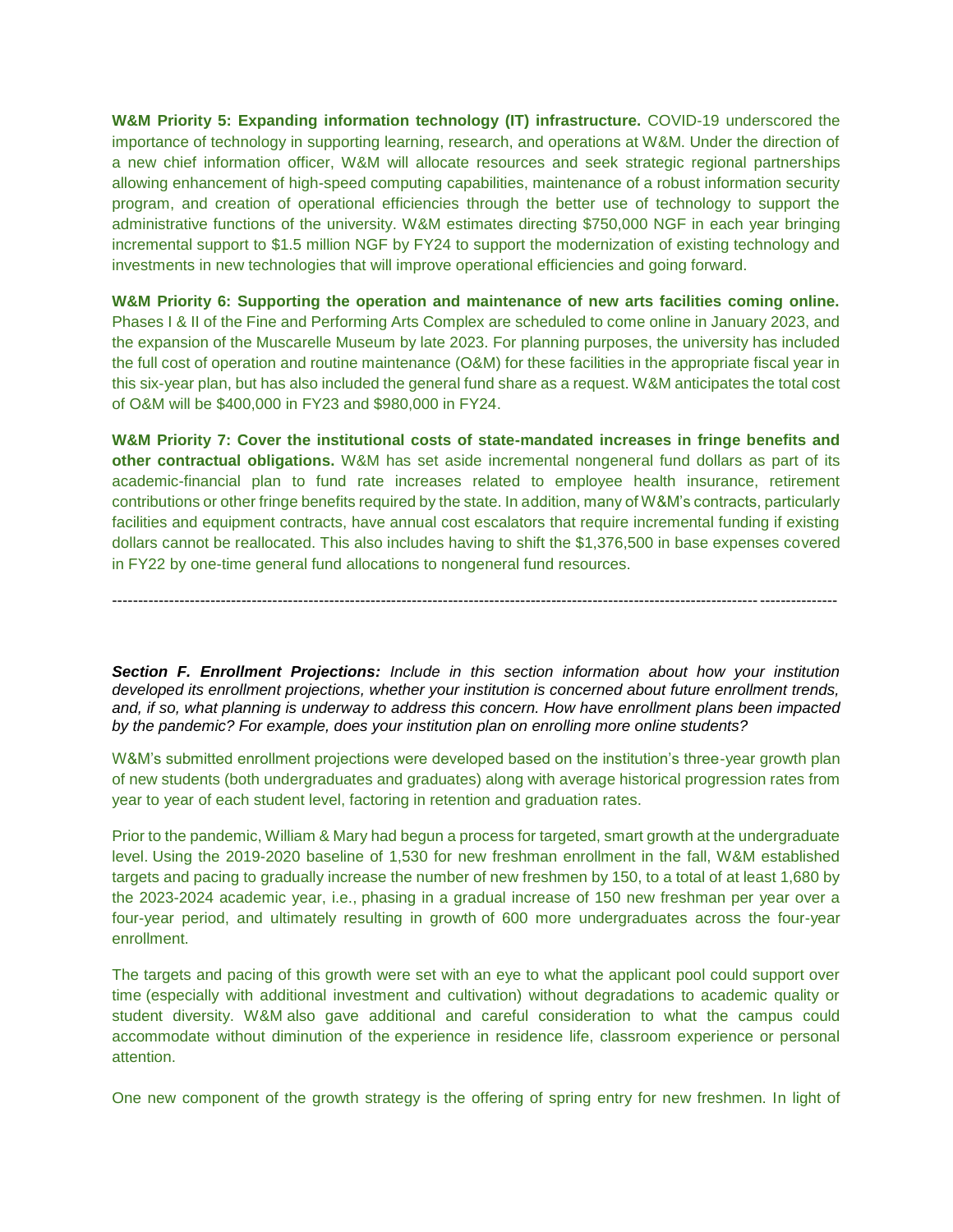**W&M Priority 5: Expanding information technology (IT) infrastructure.** COVID-19 underscored the importance of technology in supporting learning, research, and operations at W&M. Under the direction of a new chief information officer, W&M will allocate resources and seek strategic regional partnerships allowing enhancement of high-speed computing capabilities, maintenance of a robust information security program, and creation of operational efficiencies through the better use of technology to support the administrative functions of the university. W&M estimates directing $750,000 NGF in each year bringing incremental support to $1.5 million NGF by FY24 to support the modernization of existing technology and investments in new technologies that will improve operational efficiencies and going forward.

**W&M Priority 6: Supporting the operation and maintenance of new arts facilities coming online.** Phases I & II of the Fine and Performing Arts Complex are scheduled to come online in January 2023, and the expansion of the Muscarelle Museum by late 2023. For planning purposes, the university has included the full cost of operation and routine maintenance (O&M) for these facilities in the appropriate fiscal year in this six-year plan, but has also included the general fund share as a request. W&M anticipates the total cost of O&M will be $400,000 in FY23 and $980,000 in FY24.

**W&M Priority 7: Cover the institutional costs of state-mandated increases in fringe benefits and other contractual obligations.** W&M has set aside incremental nongeneral fund dollars as part of its academic-financial plan to fund rate increases related to employee health insurance, retirement contributions or other fringe benefits required by the state. In addition, many of W&M's contracts, particularly facilities and equipment contracts, have annual cost escalators that require incremental funding if existing dollars cannot be reallocated. This also includes having to shift the $1,376,500 in base expenses covered in FY22 by one-time general fund allocations to nongeneral fund resources.

---

***Section F. Enrollment Projections:*** *Include in this section information about how your institution developed its enrollment projections, whether your institution is concerned about future enrollment trends, and, if so, what planning is underway to address this concern. How have enrollment plans been impacted by the pandemic? For example, does your institution plan on enrolling more online students?*

W&M's submitted enrollment projections were developed based on the institution's three-year growth plan of new students (both undergraduates and graduates) along with average historical progression rates from year to year of each student level, factoring in retention and graduation rates.

Prior to the pandemic, William & Mary had begun a process for targeted, smart growth at the undergraduate level. Using the 2019-2020 baseline of 1,530 for new freshman enrollment in the fall, W&M established targets and pacing to gradually increase the number of new freshmen by 150, to a total of at least 1,680 by the 2023-2024 academic year, i.e., phasing in a gradual increase of 150 new freshman per year over a four-year period, and ultimately resulting in growth of 600 more undergraduates across the four-year enrollment.

The targets and pacing of this growth were set with an eye to what the applicant pool could support over time (especially with additional investment and cultivation) without degradations to academic quality or student diversity. W&M also gave additional and careful consideration to what the campus could accommodate without diminution of the experience in residence life, classroom experience or personal attention.

One new component of the growth strategy is the offering of spring entry for new freshmen. In light of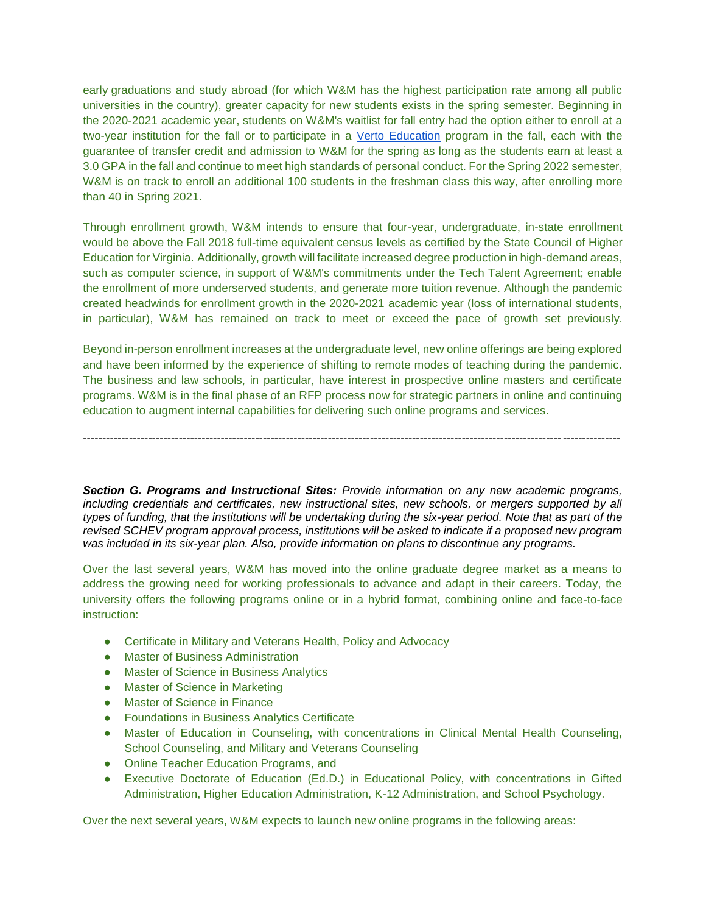early graduations and study abroad (for which W&M has the highest participation rate among all public universities in the country), greater capacity for new students exists in the spring semester. Beginning in the 2020-2021 academic year, students on W&M's waitlist for fall entry had the option either to enroll at a two-year institution for the fall or to participate in a [Verto Education](#) program in the fall, each with the guarantee of transfer credit and admission to W&M for the spring as long as the students earn at least a 3.0 GPA in the fall and continue to meet high standards of personal conduct. For the Spring 2022 semester, W&M is on track to enroll an additional 100 students in the freshman class this way, after enrolling more than 40 in Spring 2021.

Through enrollment growth, W&M intends to ensure that four-year, undergraduate, in-state enrollment would be above the Fall 2018 full-time equivalent census levels as certified by the State Council of Higher Education for Virginia. Additionally, growth will facilitate increased degree production in high-demand areas, such as computer science, in support of W&M's commitments under the Tech Talent Agreement; enable the enrollment of more underserved students, and generate more tuition revenue. Although the pandemic created headwinds for enrollment growth in the 2020-2021 academic year (loss of international students, in particular), W&M has remained on track to meet or exceed the pace of growth set previously.

Beyond in-person enrollment increases at the undergraduate level, new online offerings are being explored and have been informed by the experience of shifting to remote modes of teaching during the pandemic. The business and law schools, in particular, have interest in prospective online masters and certificate programs. W&M is in the final phase of an RFP process now for strategic partners in online and continuing education to augment internal capabilities for delivering such online programs and services.

---

***Section G. Programs and Instructional Sites:*** *Provide information on any new academic programs, including credentials and certificates, new instructional sites, new schools, or mergers supported by all types of funding, that the institutions will be undertaking during the six-year period. Note that as part of the revised SCHEV program approval process, institutions will be asked to indicate if a proposed new program was included in its six-year plan. Also, provide information on plans to discontinue any programs.*

Over the last several years, W&M has moved into the online graduate degree market as a means to address the growing need for working professionals to advance and adapt in their careers. Today, the university offers the following programs online or in a hybrid format, combining online and face-to-face instruction:

- Certificate in Military and Veterans Health, Policy and Advocacy
- Master of Business Administration
- Master of Science in Business Analytics
- Master of Science in Marketing
- Master of Science in Finance
- Foundations in Business Analytics Certificate
- Master of Education in Counseling, with concentrations in Clinical Mental Health Counseling, School Counseling, and Military and Veterans Counseling
- Online Teacher Education Programs, and
- Executive Doctorate of Education (Ed.D.) in Educational Policy, with concentrations in Gifted Administration, Higher Education Administration, K-12 Administration, and School Psychology.

Over the next several years, W&M expects to launch new online programs in the following areas: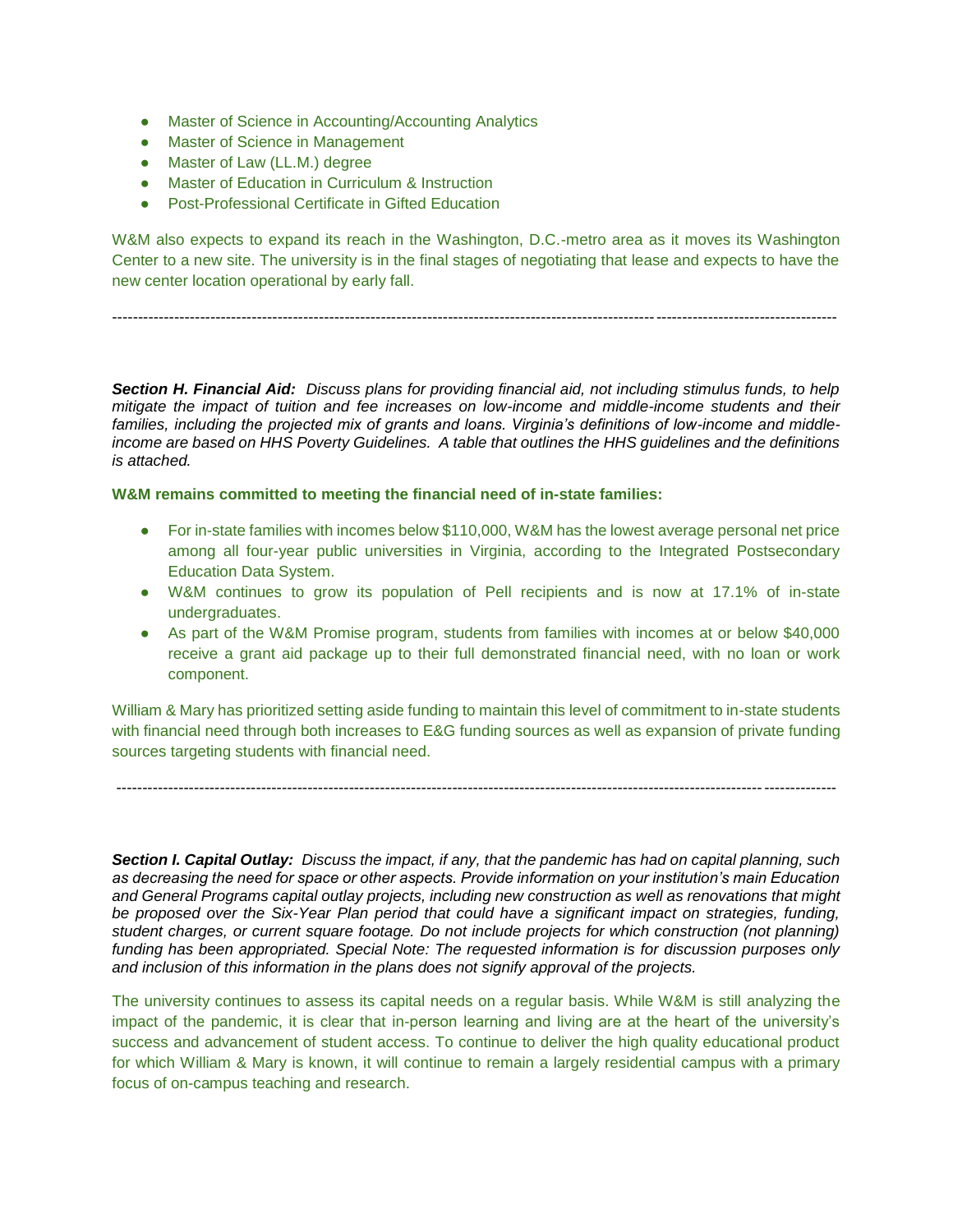- Master of Science in Accounting/Accounting Analytics
- Master of Science in Management
- Master of Law (LL.M.) degree
- Master of Education in Curriculum & Instruction
- Post-Professional Certificate in Gifted Education

W&M also expects to expand its reach in the Washington, D.C.-metro area as it moves its Washington Center to a new site. The university is in the final stages of negotiating that lease and expects to have the new center location operational by early fall.

---

***Section H. Financial Aid:*** *Discuss plans for providing financial aid, not including stimulus funds, to help mitigate the impact of tuition and fee increases on low-income and middle-income students and their families, including the projected mix of grants and loans. Virginia's definitions of low-income and middle-income are based on HHS Poverty Guidelines. A table that outlines the HHS guidelines and the definitions is attached.*

**W&M remains committed to meeting the financial need of in-state families:**

- For in-state families with incomes below $110,000, W&M has the lowest average personal net price among all four-year public universities in Virginia, according to the Integrated Postsecondary Education Data System.
- W&M continues to grow its population of Pell recipients and is now at 17.1% of in-state undergraduates.
- As part of the W&M Promise program, students from families with incomes at or below $40,000 receive a grant aid package up to their full demonstrated financial need, with no loan or work component.

William & Mary has prioritized setting aside funding to maintain this level of commitment to in-state students with financial need through both increases to E&G funding sources as well as expansion of private funding sources targeting students with financial need.

---

***Section I. Capital Outlay:*** *Discuss the impact, if any, that the pandemic has had on capital planning, such as decreasing the need for space or other aspects. Provide information on your institution's main Education and General Programs capital outlay projects, including new construction as well as renovations that might be proposed over the Six-Year Plan period that could have a significant impact on strategies, funding, student charges, or current square footage. Do not include projects for which construction (not planning) funding has been appropriated. Special Note: The requested information is for discussion purposes only and inclusion of this information in the plans does not signify approval of the projects.*

The university continues to assess its capital needs on a regular basis. While W&M is still analyzing the impact of the pandemic, it is clear that in-person learning and living are at the heart of the university's success and advancement of student access. To continue to deliver the high quality educational product for which William & Mary is known, it will continue to remain a largely residential campus with a primary focus of on-campus teaching and research.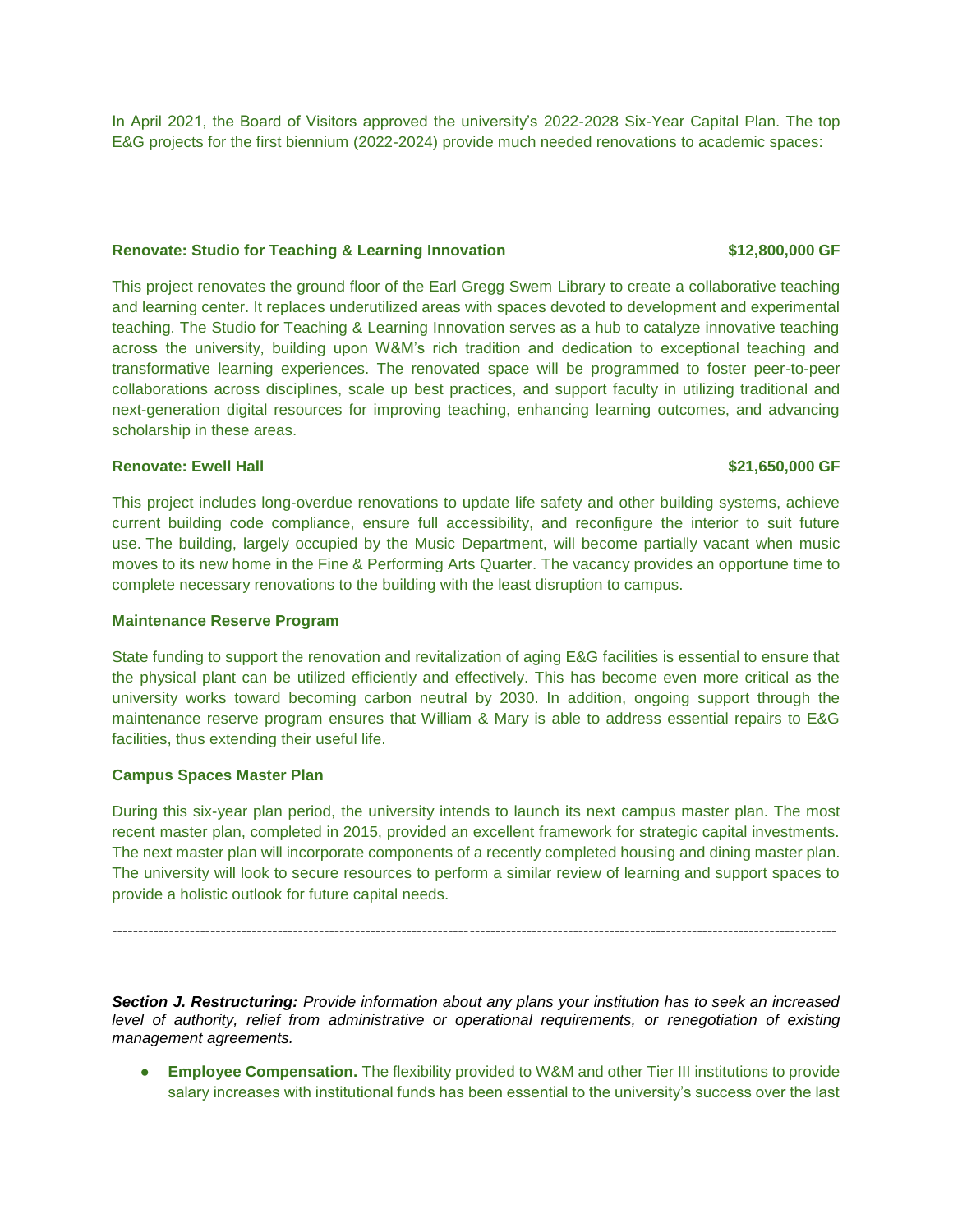In April 2021, the Board of Visitors approved the university's 2022-2028 Six-Year Capital Plan. The top E&G projects for the first biennium (2022-2024) provide much needed renovations to academic spaces:

**Renovate: Studio for Teaching & Learning Innovation** **$12,800,000 GF**

This project renovates the ground floor of the Earl Gregg Swem Library to create a collaborative teaching and learning center. It replaces underutilized areas with spaces devoted to development and experimental teaching. The Studio for Teaching & Learning Innovation serves as a hub to catalyze innovative teaching across the university, building upon W&M's rich tradition and dedication to exceptional teaching and transformative learning experiences. The renovated space will be programmed to foster peer-to-peer collaborations across disciplines, scale up best practices, and support faculty in utilizing traditional and next-generation digital resources for improving teaching, enhancing learning outcomes, and advancing scholarship in these areas.

**Renovate: Ewell Hall** **$21,650,000 GF**

This project includes long-overdue renovations to update life safety and other building systems, achieve current building code compliance, ensure full accessibility, and reconfigure the interior to suit future use. The building, largely occupied by the Music Department, will become partially vacant when music moves to its new home in the Fine & Performing Arts Quarter. The vacancy provides an opportune time to complete necessary renovations to the building with the least disruption to campus.

**Maintenance Reserve Program**

State funding to support the renovation and revitalization of aging E&G facilities is essential to ensure that the physical plant can be utilized efficiently and effectively. This has become even more critical as the university works toward becoming carbon neutral by 2030. In addition, ongoing support through the maintenance reserve program ensures that William & Mary is able to address essential repairs to E&G facilities, thus extending their useful life.

**Campus Spaces Master Plan**

During this six-year plan period, the university intends to launch its next campus master plan. The most recent master plan, completed in 2015, provided an excellent framework for strategic capital investments. The next master plan will incorporate components of a recently completed housing and dining master plan. The university will look to secure resources to perform a similar review of learning and support spaces to provide a holistic outlook for future capital needs.

---

***Section J. Restructuring:*** *Provide information about any plans your institution has to seek an increased level of authority, relief from administrative or operational requirements, or renegotiation of existing management agreements.*

- **Employee Compensation.** The flexibility provided to W&M and other Tier III institutions to provide salary increases with institutional funds has been essential to the university's success over the last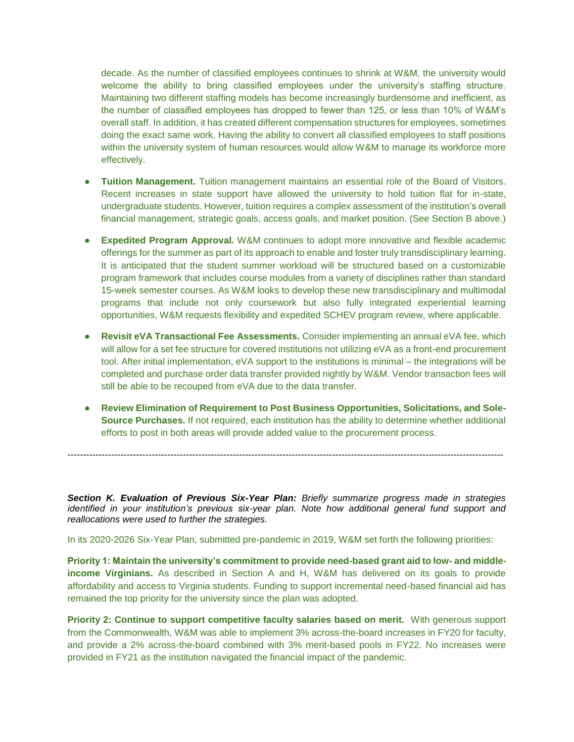decade. As the number of classified employees continues to shrink at W&M, the university would welcome the ability to bring classified employees under the university's staffing structure. Maintaining two different staffing models has become increasingly burdensome and inefficient, as the number of classified employees has dropped to fewer than 125, or less than 10% of W&M's overall staff. In addition, it has created different compensation structures for employees, sometimes doing the exact same work. Having the ability to convert all classified employees to staff positions within the university system of human resources would allow W&M to manage its workforce more effectively.

- **Tuition Management.** Tuition management maintains an essential role of the Board of Visitors. Recent increases in state support have allowed the university to hold tuition flat for in-state, undergraduate students. However, tuition requires a complex assessment of the institution's overall financial management, strategic goals, access goals, and market position. (See Section B above.)

- **Expedited Program Approval.** W&M continues to adopt more innovative and flexible academic offerings for the summer as part of its approach to enable and foster truly transdisciplinary learning. It is anticipated that the student summer workload will be structured based on a customizable program framework that includes course modules from a variety of disciplines rather than standard 15-week semester courses. As W&M looks to develop these new transdisciplinary and multimodal programs that include not only coursework but also fully integrated experiential learning opportunities, W&M requests flexibility and expedited SCHEV program review, where applicable.

- **Revisit eVA Transactional Fee Assessments.** Consider implementing an annual eVA fee, which will allow for a set fee structure for covered institutions not utilizing eVA as a front-end procurement tool. After initial implementation, eVA support to the institutions is minimal – the integrations will be completed and purchase order data transfer provided nightly by W&M. Vendor transaction fees will still be able to be recouped from eVA due to the data transfer.

- **Review Elimination of Requirement to Post Business Opportunities, Solicitations, and Sole-Source Purchases.** If not required, each institution has the ability to determine whether additional efforts to post in both areas will provide added value to the procurement process.

---

***Section K. Evaluation of Previous Six-Year Plan:*** *Briefly summarize progress made in strategies identified in your institution's previous six-year plan. Note how additional general fund support and reallocations were used to further the strategies.*

In its 2020-2026 Six-Year Plan, submitted pre-pandemic in 2019, W&M set forth the following priorities:

**Priority 1: Maintain the university's commitment to provide need-based grant aid to low- and middle-income Virginians.** As described in Section A and H, W&M has delivered on its goals to provide affordability and access to Virginia students. Funding to support incremental need-based financial aid has remained the top priority for the university since the plan was adopted.

**Priority 2: Continue to support competitive faculty salaries based on merit.** With generous support from the Commonwealth, W&M was able to implement 3% across-the-board increases in FY20 for faculty, and provide a 2% across-the-board combined with 3% merit-based pools in FY22. No increases were provided in FY21 as the institution navigated the financial impact of the pandemic.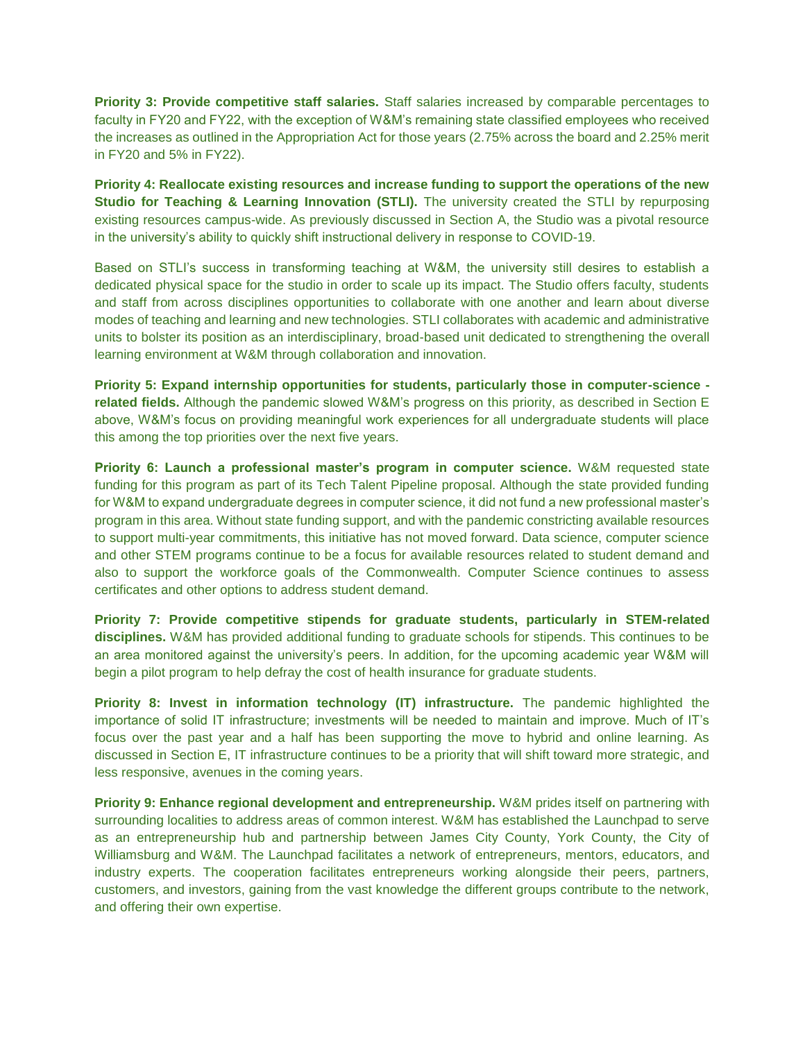**Priority 3: Provide competitive staff salaries.** Staff salaries increased by comparable percentages to faculty in FY20 and FY22, with the exception of W&M's remaining state classified employees who received the increases as outlined in the Appropriation Act for those years (2.75% across the board and 2.25% merit in FY20 and 5% in FY22).

**Priority 4: Reallocate existing resources and increase funding to support the operations of the new Studio for Teaching & Learning Innovation (STLI).** The university created the STLI by repurposing existing resources campus-wide. As previously discussed in Section A, the Studio was a pivotal resource in the university's ability to quickly shift instructional delivery in response to COVID-19.

Based on STLI's success in transforming teaching at W&M, the university still desires to establish a dedicated physical space for the studio in order to scale up its impact. The Studio offers faculty, students and staff from across disciplines opportunities to collaborate with one another and learn about diverse modes of teaching and learning and new technologies. STLI collaborates with academic and administrative units to bolster its position as an interdisciplinary, broad-based unit dedicated to strengthening the overall learning environment at W&M through collaboration and innovation.

**Priority 5: Expand internship opportunities for students, particularly those in computer-science - related fields.** Although the pandemic slowed W&M's progress on this priority, as described in Section E above, W&M's focus on providing meaningful work experiences for all undergraduate students will place this among the top priorities over the next five years.

**Priority 6: Launch a professional master's program in computer science.** W&M requested state funding for this program as part of its Tech Talent Pipeline proposal. Although the state provided funding for W&M to expand undergraduate degrees in computer science, it did not fund a new professional master's program in this area. Without state funding support, and with the pandemic constricting available resources to support multi-year commitments, this initiative has not moved forward. Data science, computer science and other STEM programs continue to be a focus for available resources related to student demand and also to support the workforce goals of the Commonwealth. Computer Science continues to assess certificates and other options to address student demand.

**Priority 7: Provide competitive stipends for graduate students, particularly in STEM-related disciplines.** W&M has provided additional funding to graduate schools for stipends. This continues to be an area monitored against the university's peers. In addition, for the upcoming academic year W&M will begin a pilot program to help defray the cost of health insurance for graduate students.

**Priority 8: Invest in information technology (IT) infrastructure.** The pandemic highlighted the importance of solid IT infrastructure; investments will be needed to maintain and improve. Much of IT's focus over the past year and a half has been supporting the move to hybrid and online learning. As discussed in Section E, IT infrastructure continues to be a priority that will shift toward more strategic, and less responsive, avenues in the coming years.

**Priority 9: Enhance regional development and entrepreneurship.** W&M prides itself on partnering with surrounding localities to address areas of common interest. W&M has established the Launchpad to serve as an entrepreneurship hub and partnership between James City County, York County, the City of Williamsburg and W&M. The Launchpad facilitates a network of entrepreneurs, mentors, educators, and industry experts. The cooperation facilitates entrepreneurs working alongside their peers, partners, customers, and investors, gaining from the vast knowledge the different groups contribute to the network, and offering their own expertise.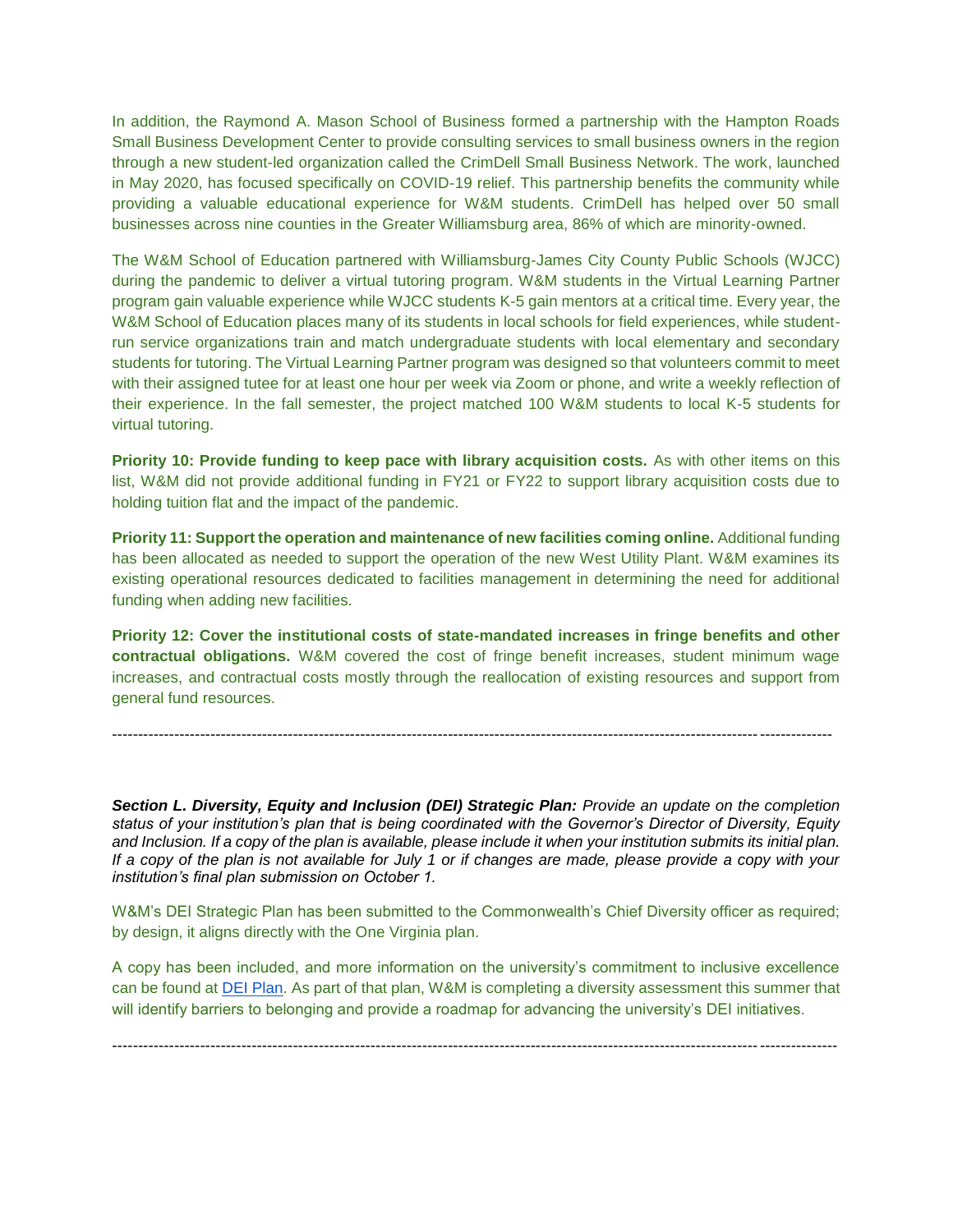In addition, the Raymond A. Mason School of Business formed a partnership with the Hampton Roads Small Business Development Center to provide consulting services to small business owners in the region through a new student-led organization called the CrimDell Small Business Network. The work, launched in May 2020, has focused specifically on COVID-19 relief. This partnership benefits the community while providing a valuable educational experience for W&M students. CrimDell has helped over 50 small businesses across nine counties in the Greater Williamsburg area, 86% of which are minority-owned.

The W&M School of Education partnered with Williamsburg-James City County Public Schools (WJCC) during the pandemic to deliver a virtual tutoring program. W&M students in the Virtual Learning Partner program gain valuable experience while WJCC students K-5 gain mentors at a critical time. Every year, the W&M School of Education places many of its students in local schools for field experiences, while student-run service organizations train and match undergraduate students with local elementary and secondary students for tutoring. The Virtual Learning Partner program was designed so that volunteers commit to meet with their assigned tutee for at least one hour per week via Zoom or phone, and write a weekly reflection of their experience. In the fall semester, the project matched 100 W&M students to local K-5 students for virtual tutoring.

**Priority 10: Provide funding to keep pace with library acquisition costs.** As with other items on this list, W&M did not provide additional funding in FY21 or FY22 to support library acquisition costs due to holding tuition flat and the impact of the pandemic.

**Priority 11: Support the operation and maintenance of new facilities coming online.** Additional funding has been allocated as needed to support the operation of the new West Utility Plant. W&M examines its existing operational resources dedicated to facilities management in determining the need for additional funding when adding new facilities.

**Priority 12: Cover the institutional costs of state-mandated increases in fringe benefits and other contractual obligations.** W&M covered the cost of fringe benefit increases, student minimum wage increases, and contractual costs mostly through the reallocation of existing resources and support from general fund resources.

---

***Section L. Diversity, Equity and Inclusion (DEI) Strategic Plan:*** *Provide an update on the completion status of your institution's plan that is being coordinated with the Governor's Director of Diversity, Equity and Inclusion. If a copy of the plan is available, please include it when your institution submits its initial plan. If a copy of the plan is not available for July 1 or if changes are made, please provide a copy with your institution's final plan submission on October 1.*

W&M's DEI Strategic Plan has been submitted to the Commonwealth's Chief Diversity officer as required; by design, it aligns directly with the One Virginia plan.

A copy has been included, and more information on the university's commitment to inclusive excellence can be found at DEI Plan. As part of that plan, W&M is completing a diversity assessment this summer that will identify barriers to belonging and provide a roadmap for advancing the university's DEI initiatives.

---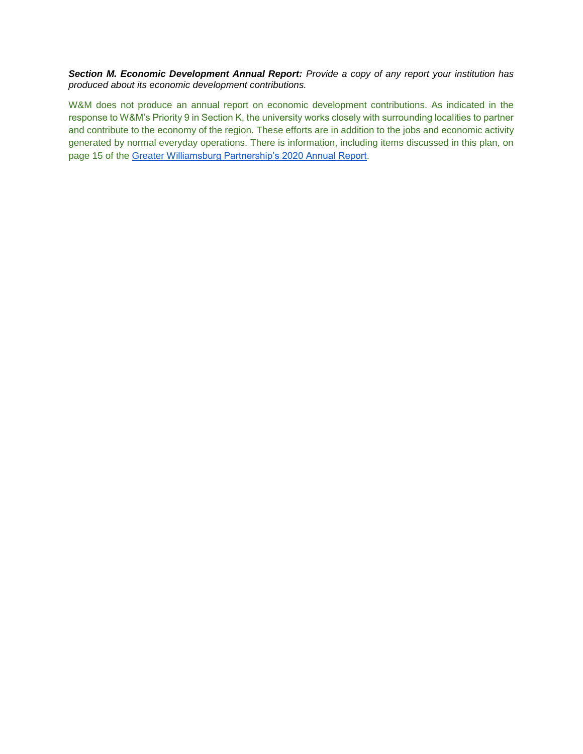***Section M. Economic Development Annual Report:*** *Provide a copy of any report your institution has produced about its economic development contributions.*

W&M does not produce an annual report on economic development contributions. As indicated in the response to W&M's Priority 9 in Section K, the university works closely with surrounding localities to partner and contribute to the economy of the region. These efforts are in addition to the jobs and economic activity generated by normal everyday operations. There is information, including items discussed in this plan, on page 15 of the Greater Williamsburg Partnership's 2020 Annual Report.